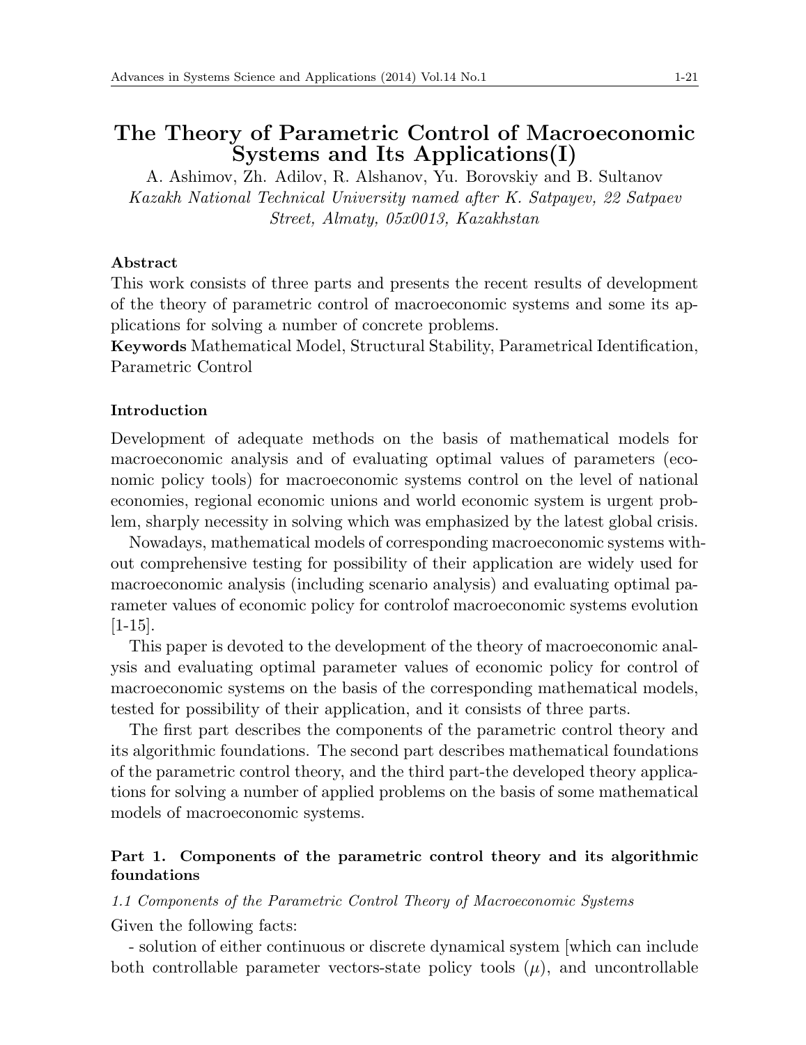# The Theory of Parametric Control of Macroeconomic Systems and Its Applications(I)

A. Ashimov, Zh. Adilov, R. Alshanov, Yu. Borovskiy and B. Sultanov

*Kazakh National Technical University named after K. Satpayev, 22 Satpaev Street, Almaty, 05x0013, Kazakhstan*

**Abstract**

This work consists of three parts and presents the recent results of development of the theory of parametric control of macroeconomic systems and some its applications for solving a number of concrete problems.

**Keywords** Mathematical Model, Structural Stability, Parametrical Identification, Parametric Control

**Introduction**

Development of adequate methods on the basis of mathematical models for macroeconomic analysis and of evaluating optimal values of parameters (economic policy tools) for macroeconomic systems control on the level of national economies, regional economic unions and world economic system is urgent problem, sharply necessity in solving which was emphasized by the latest global crisis.

Nowadays, mathematical models of corresponding macroeconomic systems without comprehensive testing for possibility of their application are widely used for macroeconomic analysis (including scenario analysis) and evaluating optimal parameter values of economic policy for controlof macroeconomic systems evolution [1-15].

This paper is devoted to the development of the theory of macroeconomic analysis and evaluating optimal parameter values of economic policy for control of macroeconomic systems on the basis of the corresponding mathematical models, tested for possibility of their application, and it consists of three parts.

The first part describes the components of the parametric control theory and its algorithmic foundations. The second part describes mathematical foundations of the parametric control theory, and the third part-the developed theory applications for solving a number of applied problems on the basis of some mathematical models of macroeconomic systems.

**Part 1. Components of the parametric control theory and its algorithmic foundations**

*1.1 Components of the Parametric Control Theory of Macroeconomic Systems*

Given the following facts:

- solution of either continuous or discrete dynamical system [which can include both controllable parameter vectors-state policy tools ($\mu$), and uncontrollable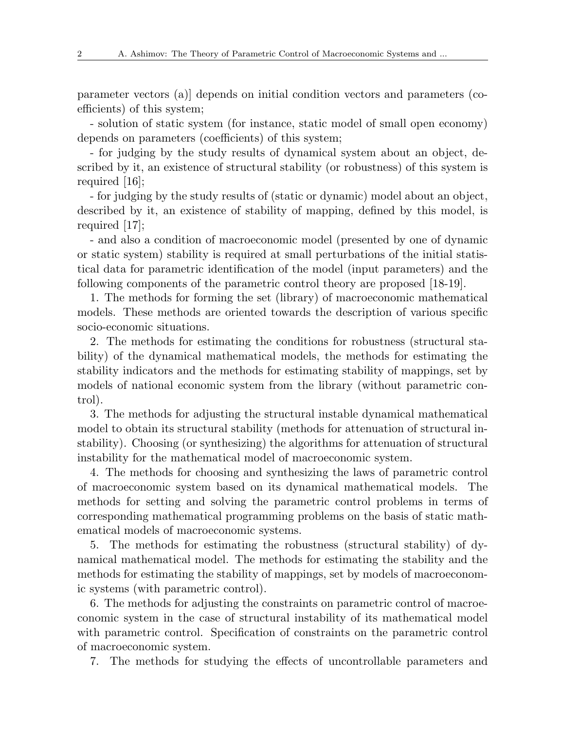parameter vectors (a)] depends on initial condition vectors and parameters (coefficients) of this system;

- solution of static system (for instance, static model of small open economy) depends on parameters (coefficients) of this system;

- for judging by the study results of dynamical system about an object, described by it, an existence of structural stability (or robustness) of this system is required [16];

- for judging by the study results of (static or dynamic) model about an object, described by it, an existence of stability of mapping, defined by this model, is required [17];

- and also a condition of macroeconomic model (presented by one of dynamic or static system) stability is required at small perturbations of the initial statistical data for parametric identification of the model (input parameters) and the following components of the parametric control theory are proposed [18-19].

1. The methods for forming the set (library) of macroeconomic mathematical models. These methods are oriented towards the description of various specific socio-economic situations.

2. The methods for estimating the conditions for robustness (structural stability) of the dynamical mathematical models, the methods for estimating the stability indicators and the methods for estimating stability of mappings, set by models of national economic system from the library (without parametric control).

3. The methods for adjusting the structural instable dynamical mathematical model to obtain its structural stability (methods for attenuation of structural instability). Choosing (or synthesizing) the algorithms for attenuation of structural instability for the mathematical model of macroeconomic system.

4. The methods for choosing and synthesizing the laws of parametric control of macroeconomic system based on its dynamical mathematical models. The methods for setting and solving the parametric control problems in terms of corresponding mathematical programming problems on the basis of static mathematical models of macroeconomic systems.

5. The methods for estimating the robustness (structural stability) of dynamical mathematical model. The methods for estimating the stability and the methods for estimating the stability of mappings, set by models of macroeconomic systems (with parametric control).

6. The methods for adjusting the constraints on parametric control of macroeconomic system in the case of structural instability of its mathematical model with parametric control. Specification of constraints on the parametric control of macroeconomic system.

7. The methods for studying the effects of uncontrollable parameters and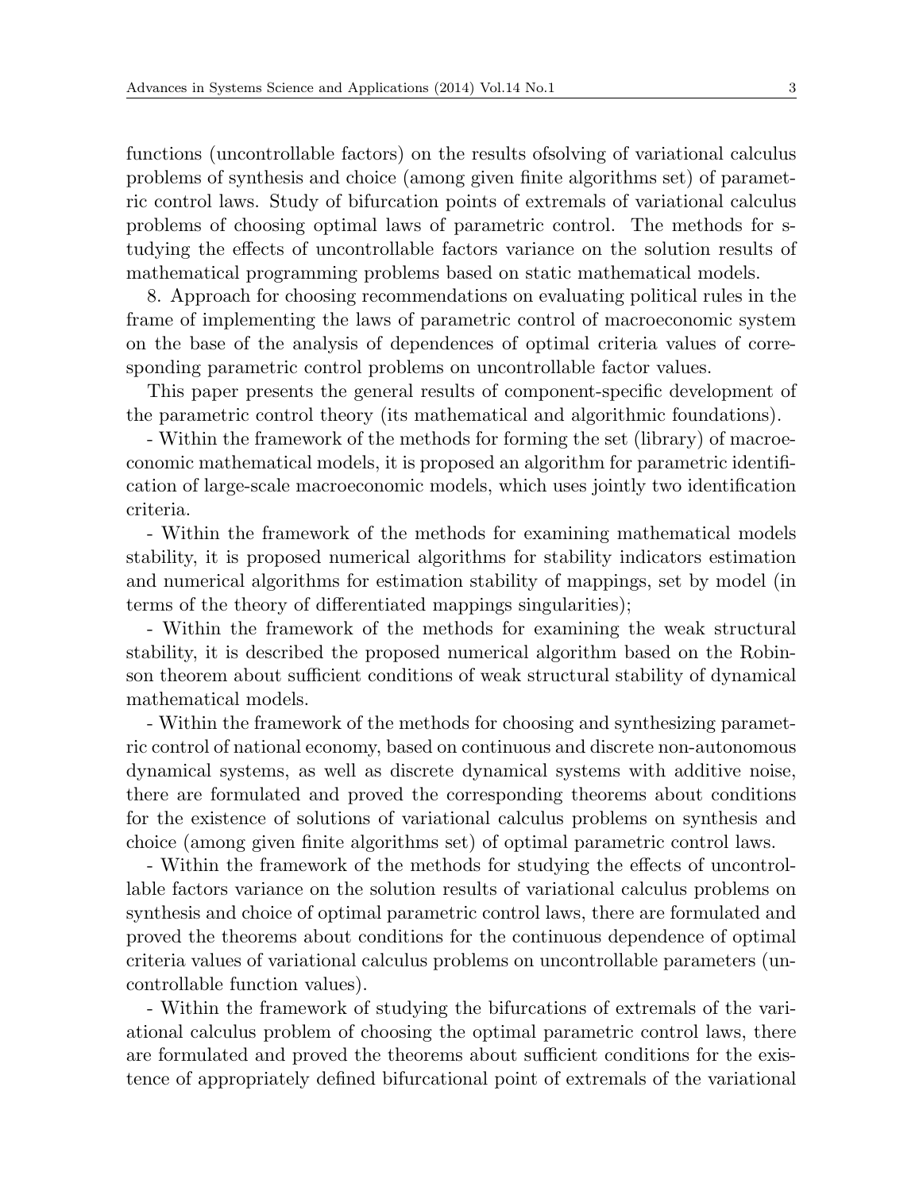functions (uncontrollable factors) on the results ofsolving of variational calculus problems of synthesis and choice (among given finite algorithms set) of parametric control laws. Study of bifurcation points of extremals of variational calculus problems of choosing optimal laws of parametric control. The methods for studying the effects of uncontrollable factors variance on the solution results of mathematical programming problems based on static mathematical models.

8. Approach for choosing recommendations on evaluating political rules in the frame of implementing the laws of parametric control of macroeconomic system on the base of the analysis of dependences of optimal criteria values of corresponding parametric control problems on uncontrollable factor values.

This paper presents the general results of component-specific development of the parametric control theory (its mathematical and algorithmic foundations).

- Within the framework of the methods for forming the set (library) of macroeconomic mathematical models, it is proposed an algorithm for parametric identification of large-scale macroeconomic models, which uses jointly two identification criteria.

- Within the framework of the methods for examining mathematical models stability, it is proposed numerical algorithms for stability indicators estimation and numerical algorithms for estimation stability of mappings, set by model (in terms of the theory of differentiated mappings singularities);

- Within the framework of the methods for examining the weak structural stability, it is described the proposed numerical algorithm based on the Robinson theorem about sufficient conditions of weak structural stability of dynamical mathematical models.

- Within the framework of the methods for choosing and synthesizing parametric control of national economy, based on continuous and discrete non-autonomous dynamical systems, as well as discrete dynamical systems with additive noise, there are formulated and proved the corresponding theorems about conditions for the existence of solutions of variational calculus problems on synthesis and choice (among given finite algorithms set) of optimal parametric control laws.

- Within the framework of the methods for studying the effects of uncontrollable factors variance on the solution results of variational calculus problems on synthesis and choice of optimal parametric control laws, there are formulated and proved the theorems about conditions for the continuous dependence of optimal criteria values of variational calculus problems on uncontrollable parameters (uncontrollable function values).

- Within the framework of studying the bifurcations of extremals of the variational calculus problem of choosing the optimal parametric control laws, there are formulated and proved the theorems about sufficient conditions for the existence of appropriately defined bifurcational point of extremals of the variational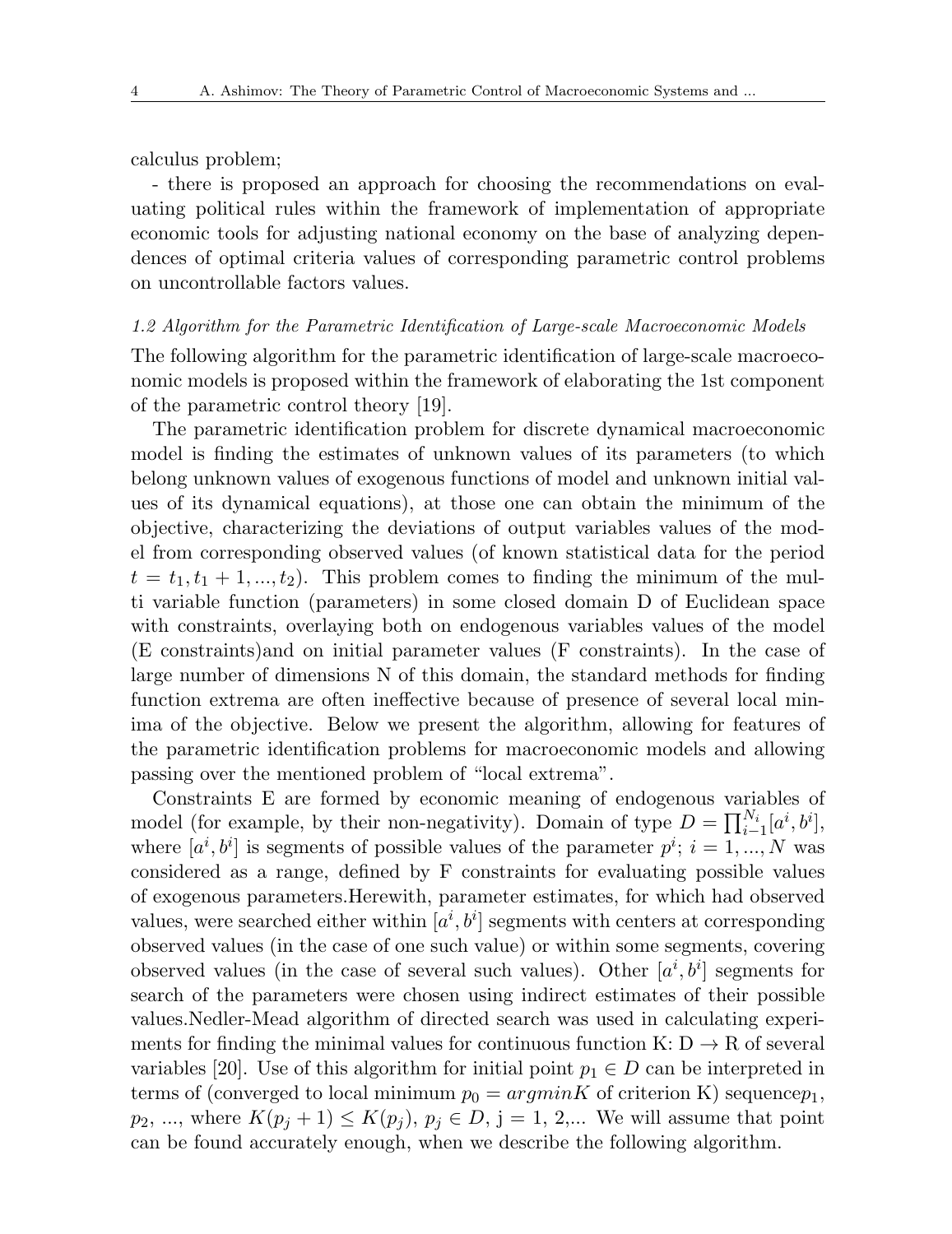calculus problem;

- there is proposed an approach for choosing the recommendations on evaluating political rules within the framework of implementation of appropriate economic tools for adjusting national economy on the base of analyzing dependences of optimal criteria values of corresponding parametric control problems on uncontrollable factors values.

### *1.2 Algorithm for the Parametric Identification of Large-scale Macroeconomic Models*

The following algorithm for the parametric identification of large-scale macroeconomic models is proposed within the framework of elaborating the 1st component of the parametric control theory [19].

The parametric identification problem for discrete dynamical macroeconomic model is finding the estimates of unknown values of its parameters (to which belong unknown values of exogenous functions of model and unknown initial values of its dynamical equations), at those one can obtain the minimum of the objective, characterizing the deviations of output variables values of the model from corresponding observed values (of known statistical data for the period $t = t_1, t_1 + 1, ..., t_2$). This problem comes to finding the minimum of the multi variable function (parameters) in some closed domain D of Euclidean space with constraints, overlaying both on endogenous variables values of the model (E constraints)and on initial parameter values (F constraints). In the case of large number of dimensions N of this domain, the standard methods for finding function extrema are often ineffective because of presence of several local minima of the objective. Below we present the algorithm, allowing for features of the parametric identification problems for macroeconomic models and allowing passing over the mentioned problem of "local extrema".

Constraints E are formed by economic meaning of endogenous variables of model (for example, by their non-negativity). Domain of type $D = \prod_{i-1}^{N_i}[a^i, b^i]$, where $[a^i, b^i]$ is segments of possible values of the parameter $p^i$; $i = 1, ..., N$ was considered as a range, defined by F constraints for evaluating possible values of exogenous parameters.Herewith, parameter estimates, for which had observed values, were searched either within $[a^i, b^i]$ segments with centers at corresponding observed values (in the case of one such value) or within some segments, covering observed values (in the case of several such values). Other $[a^i, b^i]$ segments for search of the parameters were chosen using indirect estimates of their possible values.Nedler-Mead algorithm of directed search was used in calculating experiments for finding the minimal values for continuous function K: D $\rightarrow$ R of several variables [20]. Use of this algorithm for initial point $p_1 \in D$ can be interpreted in terms of (converged to local minimum $p_0 = argmin K$ of criterion K) sequence$p_1$, $p_2$, ..., where $K(p_j + 1) \leq K(p_j)$, $p_j \in D$, j = 1, 2,... We will assume that point can be found accurately enough, when we describe the following algorithm.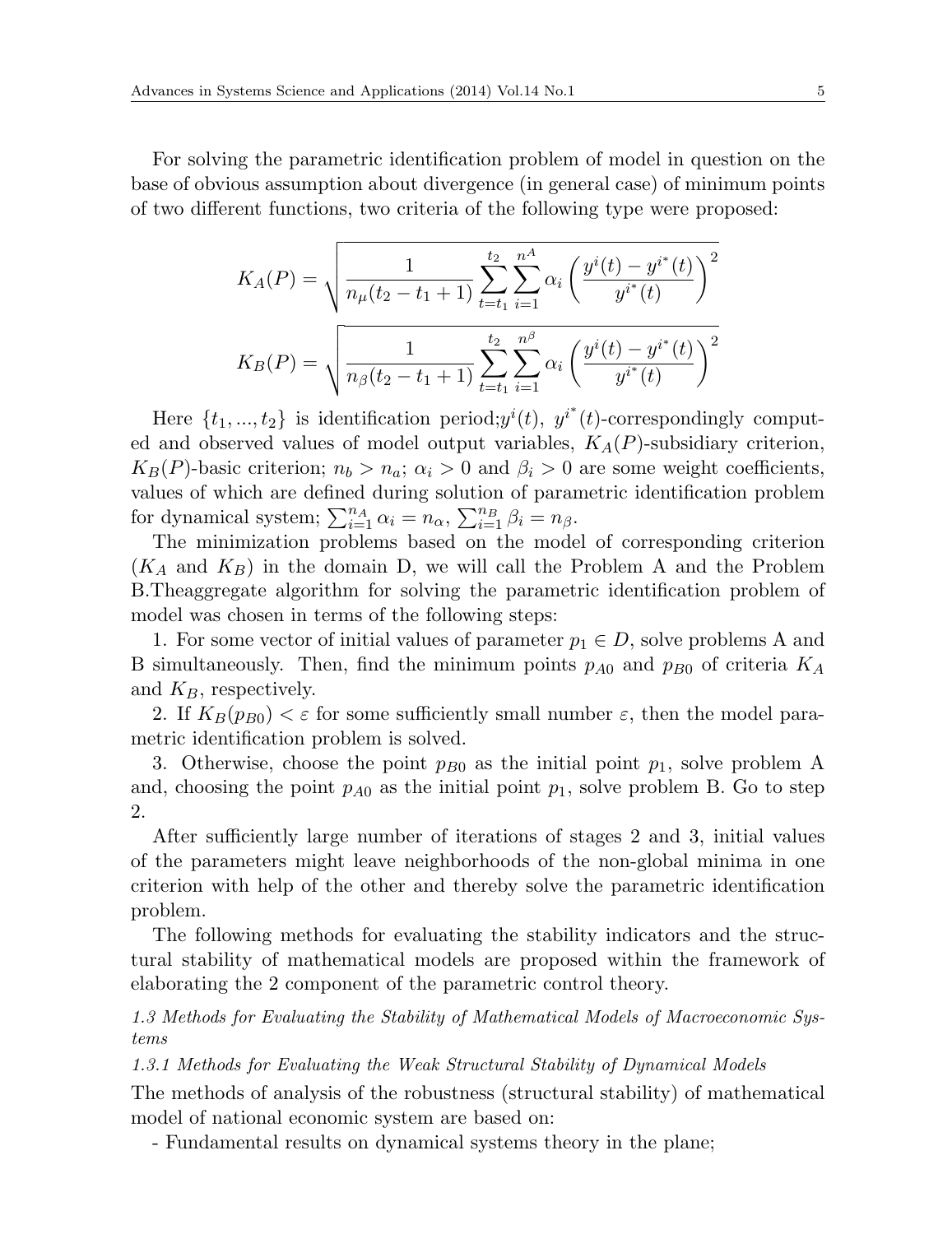For solving the parametric identification problem of model in question on the base of obvious assumption about divergence (in general case) of minimum points of two different functions, two criteria of the following type were proposed:

$$K_A(P) = \sqrt{\frac{1}{n_\mu(t_2 - t_1 + 1)} \sum_{t=t_1}^{t_2} \sum_{i=1}^{n^A} \alpha_i \left( \frac{y^i(t) - y^{i^*}(t)}{y^{i^*}(t)} \right)^2}$$

$$K_B(P) = \sqrt{\frac{1}{n_\beta(t_2 - t_1 + 1)} \sum_{t=t_1}^{t_2} \sum_{i=1}^{n^\beta} \alpha_i \left( \frac{y^i(t) - y^{i^*}(t)}{y^{i^*}(t)} \right)^2}$$

Here $\{t_1, ..., t_2\}$ is identification period;$y^i(t)$, $y^{i^*}(t)$-correspondingly computed and observed values of model output variables, $K_A(P)$-subsidiary criterion, $K_B(P)$-basic criterion; $n_b > n_a$; $\alpha_i > 0$ and $\beta_i > 0$ are some weight coefficients, values of which are defined during solution of parametric identification problem for dynamical system; $\sum_{i=1}^{n_A} \alpha_i = n_\alpha$, $\sum_{i=1}^{n_B} \beta_i = n_\beta$.

The minimization problems based on the model of corresponding criterion ($K_A$ and $K_B$) in the domain D, we will call the Problem A and the Problem B.Theaggregate algorithm for solving the parametric identification problem of model was chosen in terms of the following steps:

1. For some vector of initial values of parameter $p_1 \in D$, solve problems A and B simultaneously. Then, find the minimum points $p_{A0}$ and $p_{B0}$ of criteria $K_A$ and $K_B$, respectively.

2. If $K_B(p_{B0}) < \varepsilon$ for some sufficiently small number $\varepsilon$, then the model parametric identification problem is solved.

3. Otherwise, choose the point $p_{B0}$ as the initial point $p_1$, solve problem A and, choosing the point $p_{A0}$ as the initial point $p_1$, solve problem B. Go to step 2.

After sufficiently large number of iterations of stages 2 and 3, initial values of the parameters might leave neighborhoods of the non-global minima in one criterion with help of the other and thereby solve the parametric identification problem.

The following methods for evaluating the stability indicators and the structural stability of mathematical models are proposed within the framework of elaborating the 2 component of the parametric control theory.

### *1.3 Methods for Evaluating the Stability of Mathematical Models of Macroeconomic Systems*

#### *1.3.1 Methods for Evaluating the Weak Structural Stability of Dynamical Models*

The methods of analysis of the robustness (structural stability) of mathematical model of national economic system are based on:

- Fundamental results on dynamical systems theory in the plane;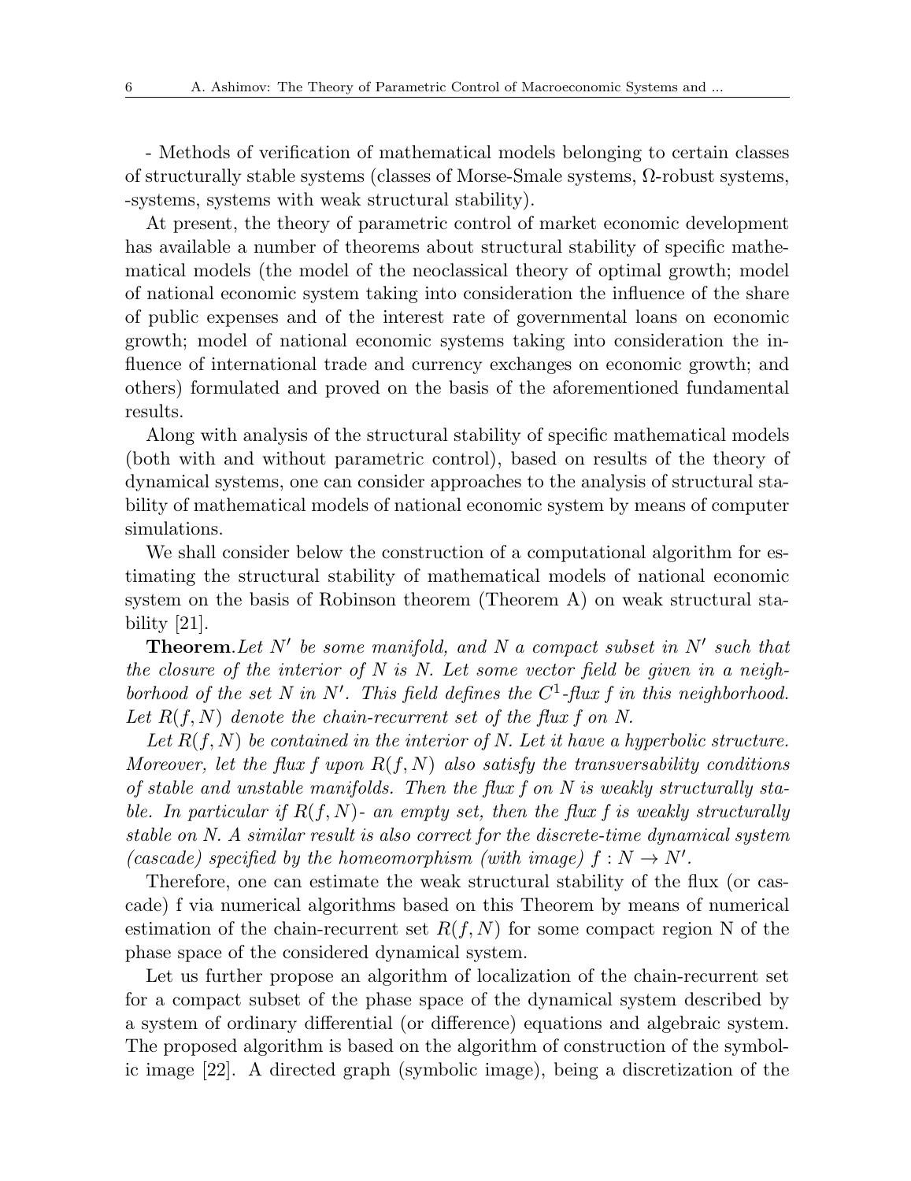- Methods of verification of mathematical models belonging to certain classes of structurally stable systems (classes of Morse-Smale systems, Ω-robust systems, -systems, systems with weak structural stability).

At present, the theory of parametric control of market economic development has available a number of theorems about structural stability of specific mathematical models (the model of the neoclassical theory of optimal growth; model of national economic system taking into consideration the influence of the share of public expenses and of the interest rate of governmental loans on economic growth; model of national economic systems taking into consideration the influence of international trade and currency exchanges on economic growth; and others) formulated and proved on the basis of the aforementioned fundamental results.

Along with analysis of the structural stability of specific mathematical models (both with and without parametric control), based on results of the theory of dynamical systems, one can consider approaches to the analysis of structural stability of mathematical models of national economic system by means of computer simulations.

We shall consider below the construction of a computational algorithm for estimating the structural stability of mathematical models of national economic system on the basis of Robinson theorem (Theorem A) on weak structural stability [21].

**Theorem**.*Let $N'$ be some manifold, and $N$ a compact subset in $N'$ such that the closure of the interior of N is N. Let some vector field be given in a neighborhood of the set N in $N'$. This field defines the $C^1$-flux f in this neighborhood. Let $R(f, N)$ denote the chain-recurrent set of the flux f on N.*

*Let $R(f, N)$ be contained in the interior of N. Let it have a hyperbolic structure. Moreover, let the flux f upon $R(f, N)$ also satisfy the transversability conditions of stable and unstable manifolds. Then the flux f on N is weakly structurally stable. In particular if $R(f, N)$- an empty set, then the flux f is weakly structurally stable on N. A similar result is also correct for the discrete-time dynamical system (cascade) specified by the homeomorphism (with image) $f : N \to N'$.*

Therefore, one can estimate the weak structural stability of the flux (or cascade) f via numerical algorithms based on this Theorem by means of numerical estimation of the chain-recurrent set $R(f, N)$ for some compact region N of the phase space of the considered dynamical system.

Let us further propose an algorithm of localization of the chain-recurrent set for a compact subset of the phase space of the dynamical system described by a system of ordinary differential (or difference) equations and algebraic system. The proposed algorithm is based on the algorithm of construction of the symbolic image [22]. A directed graph (symbolic image), being a discretization of the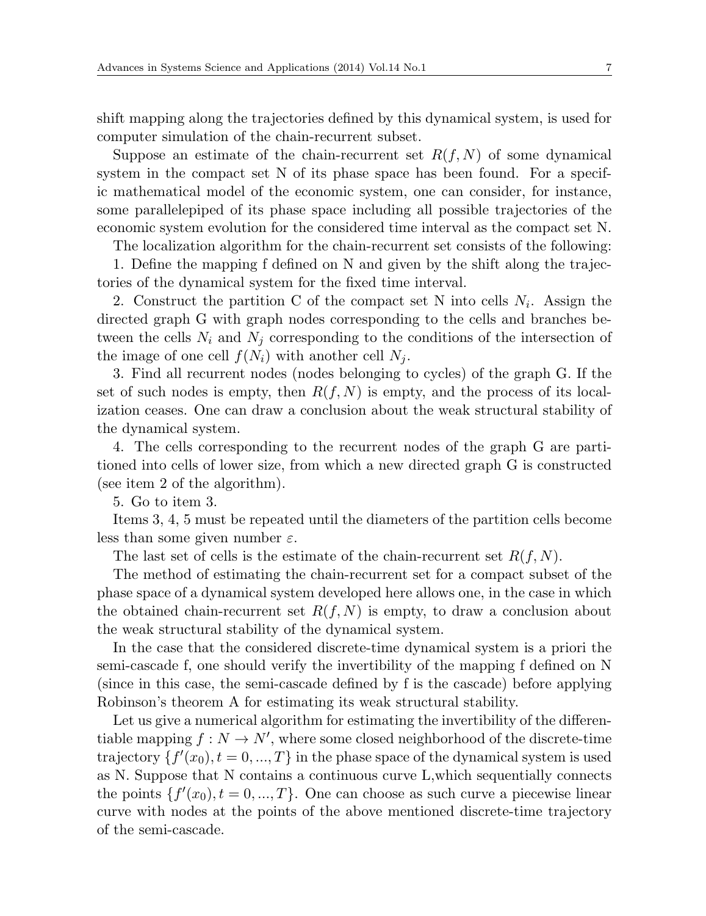shift mapping along the trajectories defined by this dynamical system, is used for computer simulation of the chain-recurrent subset.

Suppose an estimate of the chain-recurrent set $R(f, N)$ of some dynamical system in the compact set N of its phase space has been found. For a specific mathematical model of the economic system, one can consider, for instance, some parallelepiped of its phase space including all possible trajectories of the economic system evolution for the considered time interval as the compact set N.

The localization algorithm for the chain-recurrent set consists of the following:

1. Define the mapping f defined on N and given by the shift along the trajectories of the dynamical system for the fixed time interval.

2. Construct the partition C of the compact set N into cells $N_i$. Assign the directed graph G with graph nodes corresponding to the cells and branches between the cells $N_i$ and $N_j$ corresponding to the conditions of the intersection of the image of one cell $f(N_i)$ with another cell $N_j$.

3. Find all recurrent nodes (nodes belonging to cycles) of the graph G. If the set of such nodes is empty, then $R(f, N)$ is empty, and the process of its localization ceases. One can draw a conclusion about the weak structural stability of the dynamical system.

4. The cells corresponding to the recurrent nodes of the graph G are partitioned into cells of lower size, from which a new directed graph G is constructed (see item 2 of the algorithm).

5. Go to item 3.

Items 3, 4, 5 must be repeated until the diameters of the partition cells become less than some given number $\varepsilon$.

The last set of cells is the estimate of the chain-recurrent set $R(f, N)$.

The method of estimating the chain-recurrent set for a compact subset of the phase space of a dynamical system developed here allows one, in the case in which the obtained chain-recurrent set $R(f, N)$ is empty, to draw a conclusion about the weak structural stability of the dynamical system.

In the case that the considered discrete-time dynamical system is a priori the semi-cascade f, one should verify the invertibility of the mapping f defined on N (since in this case, the semi-cascade defined by f is the cascade) before applying Robinson's theorem A for estimating its weak structural stability.

Let us give a numerical algorithm for estimating the invertibility of the differentiable mapping $f : N \to N'$, where some closed neighborhood of the discrete-time trajectory $\{f^t(x_0), t = 0, ..., T\}$ in the phase space of the dynamical system is used as N. Suppose that N contains a continuous curve L,which sequentially connects the points $\{f^t(x_0), t = 0, ..., T\}$. One can choose as such curve a piecewise linear curve with nodes at the points of the above mentioned discrete-time trajectory of the semi-cascade.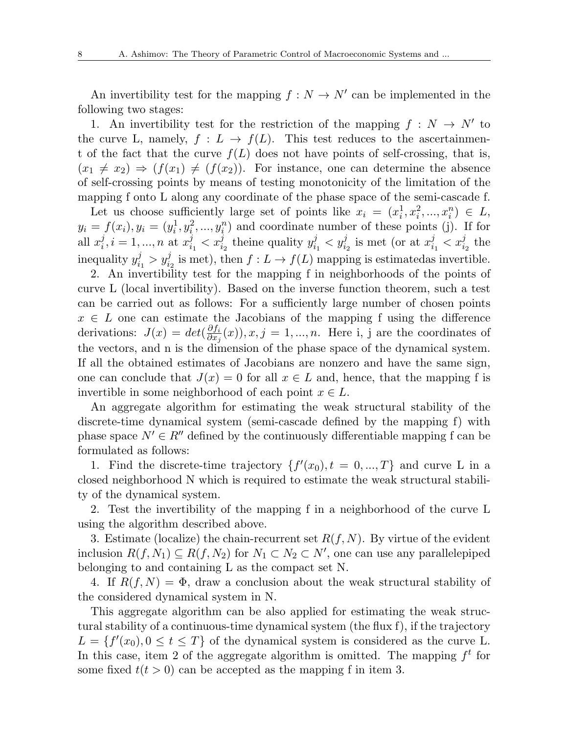An invertibility test for the mapping $f : N \to N'$ can be implemented in the following two stages:

1. An invertibility test for the restriction of the mapping $f : N \to N'$ to the curve L, namely, $f : L \to f(L)$. This test reduces to the ascertainment of the fact that the curve $f(L)$ does not have points of self-crossing, that is, $(x_1 \neq x_2) \Rightarrow (f(x_1) \neq (f(x_2))$. For instance, one can determine the absence of self-crossing points by means of testing monotonicity of the limitation of the mapping f onto L along any coordinate of the phase space of the semi-cascade f.

Let us choose sufficiently large set of points like $x_i = (x_i^1, x_i^2, ..., x_i^n) \in L$, $y_i = f(x_i), y_i = (y_i^1, y_i^2, ..., y_i^n)$ and coordinate number of these points (j). If for all $x_i^j, i = 1, ..., n$ at $x_{i_1}^j < x_{i_2}^j$ theine quality $y_{i_1}^j < y_{i_2}^j$ is met (or at $x_{i_1}^j < x_{i_2}^j$ the inequality $y_{i_1}^j > y_{i_2}^j$ is met), then $f : L \to f(L)$ mapping is estimatedas invertible.

2. An invertibility test for the mapping f in neighborhoods of the points of curve L (local invertibility). Based on the inverse function theorem, such a test can be carried out as follows: For a sufficiently large number of chosen points $x \in L$ one can estimate the Jacobians of the mapping f using the difference derivations: $J(x) = det(\frac{\partial f_i}{\partial x_j}(x)), x, j = 1, ..., n$. Here i, j are the coordinates of the vectors, and n is the dimension of the phase space of the dynamical system. If all the obtained estimates of Jacobians are nonzero and have the same sign, one can conclude that $J(x) = 0$ for all $x \in L$ and, hence, that the mapping f is invertible in some neighborhood of each point $x \in L$.

An aggregate algorithm for estimating the weak structural stability of the discrete-time dynamical system (semi-cascade defined by the mapping f) with phase space $N' \in R''$ defined by the continuously differentiable mapping f can be formulated as follows:

1. Find the discrete-time trajectory $\{f'(x_0), t = 0, ..., T\}$ and curve L in a closed neighborhood N which is required to estimate the weak structural stability of the dynamical system.

2. Test the invertibility of the mapping f in a neighborhood of the curve L using the algorithm described above.

3. Estimate (localize) the chain-recurrent set $R(f, N)$. By virtue of the evident inclusion $R(f, N_1) \subseteq R(f, N_2)$ for $N_1 \subset N_2 \subset N'$, one can use any parallelepiped belonging to and containing L as the compact set N.

4. If $R(f, N) = \Phi$, draw a conclusion about the weak structural stability of the considered dynamical system in N.

This aggregate algorithm can be also applied for estimating the weak structural stability of a continuous-time dynamical system (the flux f), if the trajectory $L = \{f'(x_0), 0 \leq t \leq T\}$ of the dynamical system is considered as the curve L. In this case, item 2 of the aggregate algorithm is omitted. The mapping $f^t$ for some fixed $t(t > 0)$ can be accepted as the mapping f in item 3.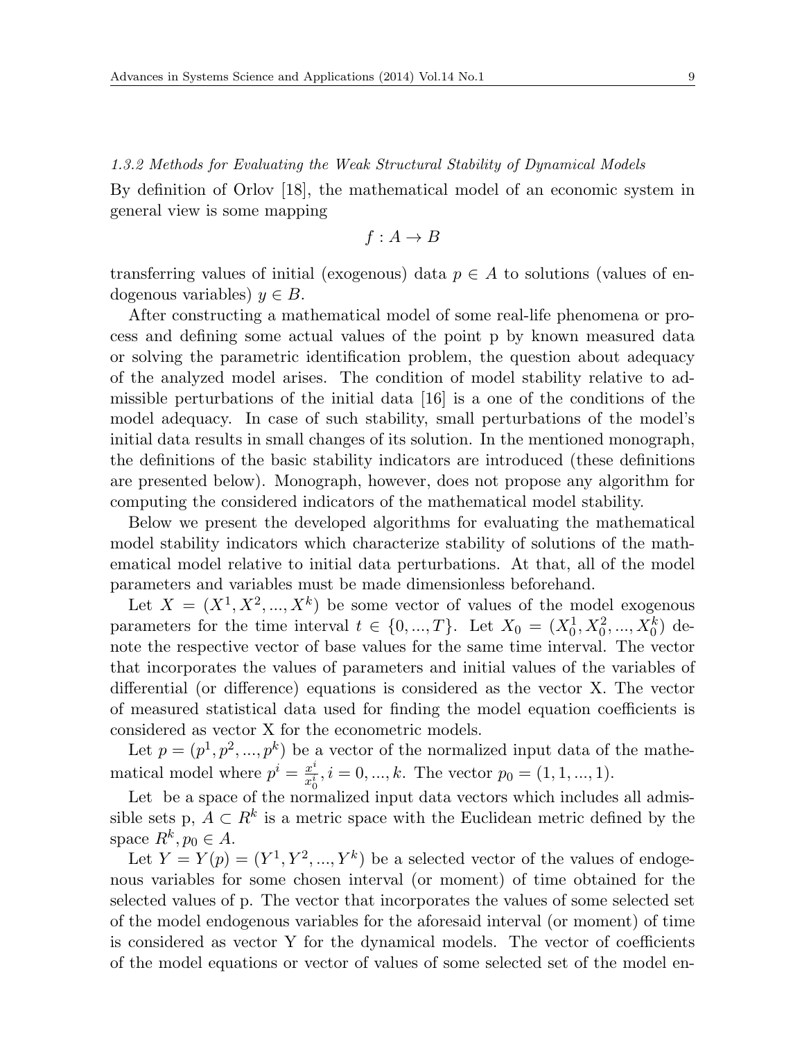*1.3.2 Methods for Evaluating the Weak Structural Stability of Dynamical Models*

By definition of Orlov [18], the mathematical model of an economic system in general view is some mapping

$$f : A \to B$$

transferring values of initial (exogenous) data $p \in A$ to solutions (values of endogenous variables) $y \in B$.

After constructing a mathematical model of some real-life phenomena or process and defining some actual values of the point p by known measured data or solving the parametric identification problem, the question about adequacy of the analyzed model arises. The condition of model stability relative to admissible perturbations of the initial data [16] is a one of the conditions of the model adequacy. In case of such stability, small perturbations of the model's initial data results in small changes of its solution. In the mentioned monograph, the definitions of the basic stability indicators are introduced (these definitions are presented below). Monograph, however, does not propose any algorithm for computing the considered indicators of the mathematical model stability.

Below we present the developed algorithms for evaluating the mathematical model stability indicators which characterize stability of solutions of the mathematical model relative to initial data perturbations. At that, all of the model parameters and variables must be made dimensionless beforehand.

Let $X = (X^1, X^2, ..., X^k)$ be some vector of values of the model exogenous parameters for the time interval $t \in \{0, ..., T\}$. Let $X_0 = (X_0^1, X_0^2, ..., X_0^k)$ denote the respective vector of base values for the same time interval. The vector that incorporates the values of parameters and initial values of the variables of differential (or difference) equations is considered as the vector X. The vector of measured statistical data used for finding the model equation coefficients is considered as vector X for the econometric models.

Let $p = (p^1, p^2, ..., p^k)$ be a vector of the normalized input data of the mathematical model where $p^i = \frac{x^i}{x_0^i}, i = 0, ..., k$. The vector $p_0 = (1, 1, ..., 1)$.

Let  be a space of the normalized input data vectors which includes all admissible sets p, $A \subset R^k$ is a metric space with the Euclidean metric defined by the space $R^k, p_0 \in A$.

Let $Y = Y(p) = (Y^1, Y^2, ..., Y^k)$ be a selected vector of the values of endogenous variables for some chosen interval (or moment) of time obtained for the selected values of p. The vector that incorporates the values of some selected set of the model endogenous variables for the aforesaid interval (or moment) of time is considered as vector Y for the dynamical models. The vector of coefficients of the model equations or vector of values of some selected set of the model en-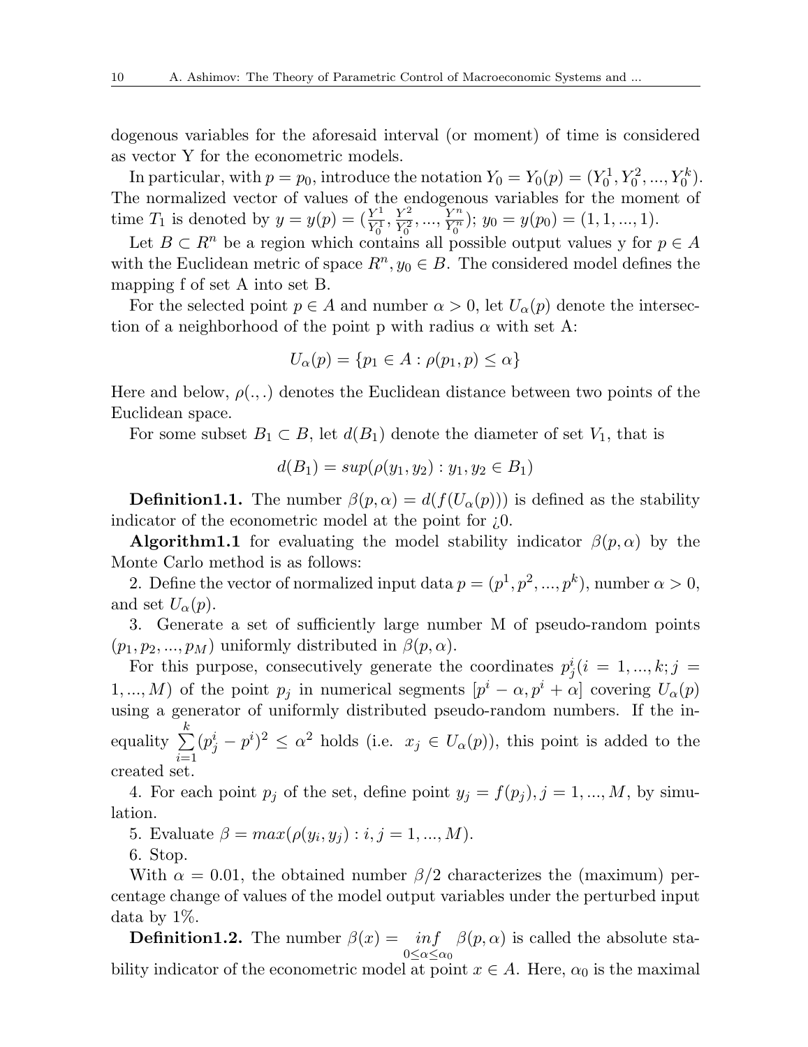dogenous variables for the aforesaid interval (or moment) of time is considered as vector Y for the econometric models.

In particular, with $p = p_0$, introduce the notation $Y_0 = Y_0(p) = (Y_0^1, Y_0^2, ..., Y_0^k)$. The normalized vector of values of the endogenous variables for the moment of time $T_1$ is denoted by $y = y(p) = (\frac{Y^1}{Y_0^1}, \frac{Y^2}{Y_0^2}, ..., \frac{Y^n}{Y_0^n})$; $y_0 = y(p_0) = (1, 1, ..., 1)$.

Let $B \subset R^n$ be a region which contains all possible output values y for $p \in A$ with the Euclidean metric of space $R^n, y_0 \in B$. The considered model defines the mapping f of set A into set B.

For the selected point $p \in A$ and number $\alpha > 0$, let $U_\alpha(p)$ denote the intersection of a neighborhood of the point p with radius $\alpha$ with set A:

$$U_\alpha(p) = \{p_1 \in A : \rho(p_1, p) \leq \alpha\}$$

Here and below, $\rho(.,.)$ denotes the Euclidean distance between two points of the Euclidean space.

For some subset $B_1 \subset B$, let $d(B_1)$ denote the diameter of set $V_1$, that is

$$d(B_1) = sup(\rho(y_1, y_2) : y_1, y_2 \in B_1)$$

**Definition1.1.** The number $\beta(p, \alpha) = d(f(U_\alpha(p)))$ is defined as the stability indicator of the econometric model at the point for ¿0.

**Algorithm1.1** for evaluating the model stability indicator $\beta(p, \alpha)$ by the Monte Carlo method is as follows:

2. Define the vector of normalized input data $p = (p^1, p^2, ..., p^k)$, number $\alpha > 0$, and set $U_\alpha(p)$.

3. Generate a set of sufficiently large number M of pseudo-random points $(p_1, p_2, ..., p_M)$ uniformly distributed in $\beta(p, \alpha)$.

For this purpose, consecutively generate the coordinates $p_j^i (i = 1, ..., k; j = 1, ..., M)$ of the point $p_j$ in numerical segments $[p^i - \alpha, p^i + \alpha]$ covering $U_\alpha(p)$ using a generator of uniformly distributed pseudo-random numbers. If the inequality $\sum_{i=1}^{k} (p_j^i - p^i)^2 \leq \alpha^2$ holds (i.e. $x_j \in U_\alpha(p)$), this point is added to the created set.

4. For each point $p_j$ of the set, define point $y_j = f(p_j), j = 1, ..., M$, by simulation.

5. Evaluate $\beta = max(\rho(y_i, y_j) : i, j = 1, ..., M)$.

6. Stop.

With $\alpha = 0.01$, the obtained number $\beta/2$ characterizes the (maximum) percentage change of values of the model output variables under the perturbed input data by 1%.

**Definition1.2.** The number $\beta(x) = \inf_{0 \leq \alpha \leq \alpha_0} \beta(p, \alpha)$ is called the absolute stability indicator of the econometric model at point $x \in A$. Here, $\alpha_0$ is the maximal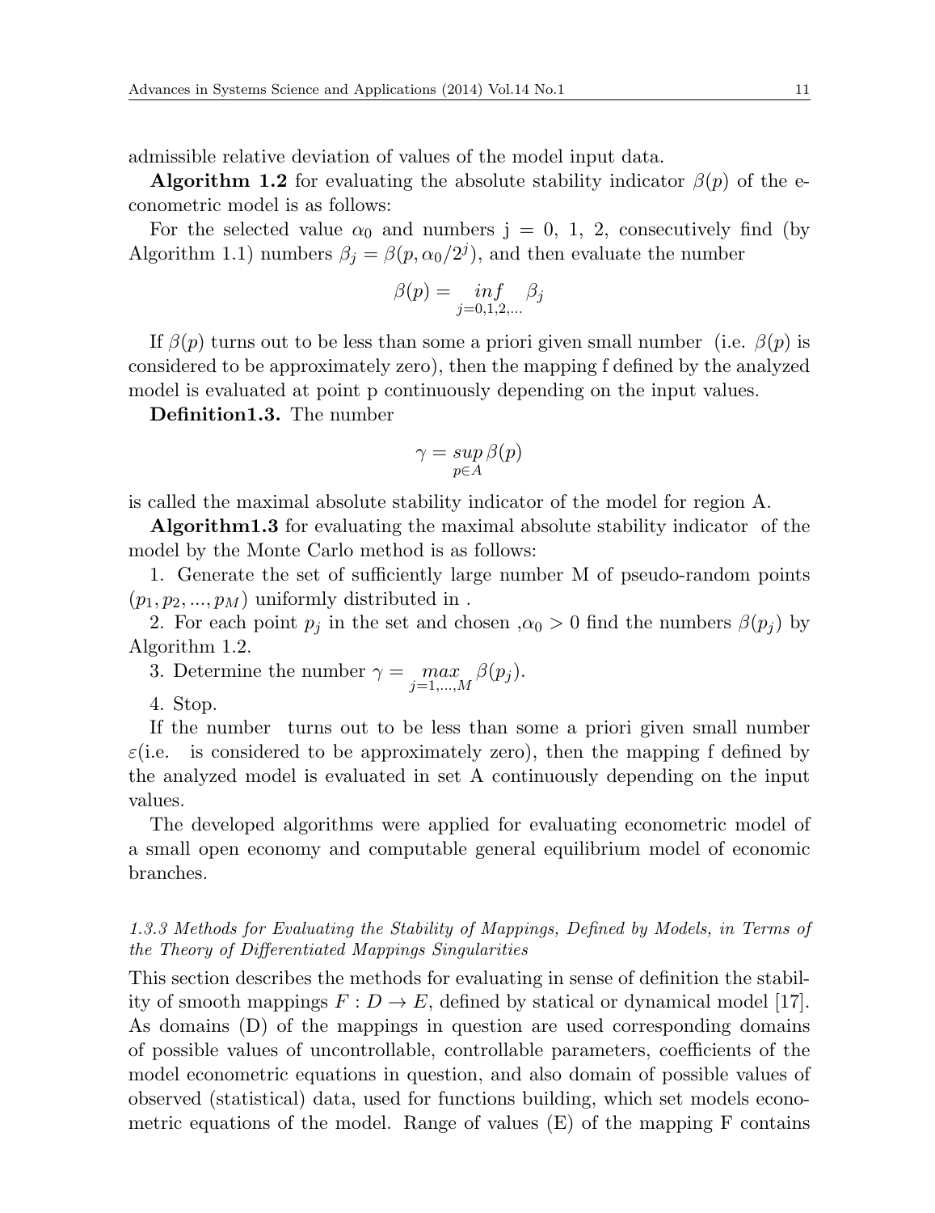admissible relative deviation of values of the model input data.

**Algorithm 1.2** for evaluating the absolute stability indicator $\beta(p)$ of the econometric model is as follows:

For the selected value $\alpha_0$ and numbers j = 0, 1, 2, consecutively find (by Algorithm 1.1) numbers $\beta_j = \beta(p, \alpha_0/2^j)$, and then evaluate the number

$$\beta(p) = \inf_{j=0,1,2,...} \beta_j$$

If $\beta(p)$ turns out to be less than some a priori given small number (i.e. $\beta(p)$ is considered to be approximately zero), then the mapping f defined by the analyzed model is evaluated at point p continuously depending on the input values.

**Definition1.3.** The number

$$\gamma = \sup_{p \in A} \beta(p)$$

is called the maximal absolute stability indicator of the model for region A.

**Algorithm1.3** for evaluating the maximal absolute stability indicator of the model by the Monte Carlo method is as follows:

1. Generate the set of sufficiently large number M of pseudo-random points $(p_1, p_2, ..., p_M)$ uniformly distributed in .

2. For each point $p_j$ in the set and chosen ,$\alpha_0 > 0$ find the numbers $\beta(p_j)$ by Algorithm 1.2.

3. Determine the number $\gamma = \max_{j=1,...,M} \beta(p_j)$.

4. Stop.

If the number turns out to be less than some a priori given small number $\varepsilon$(i.e. is considered to be approximately zero), then the mapping f defined by the analyzed model is evaluated in set A continuously depending on the input values.

The developed algorithms were applied for evaluating econometric model of a small open economy and computable general equilibrium model of economic branches.

*1.3.3 Methods for Evaluating the Stability of Mappings, Defined by Models, in Terms of the Theory of Differentiated Mappings Singularities*

This section describes the methods for evaluating in sense of definition the stability of smooth mappings $F : D \to E$, defined by statical or dynamical model [17]. As domains (D) of the mappings in question are used corresponding domains of possible values of uncontrollable, controllable parameters, coefficients of the model econometric equations in question, and also domain of possible values of observed (statistical) data, used for functions building, which set models econometric equations of the model. Range of values (E) of the mapping F contains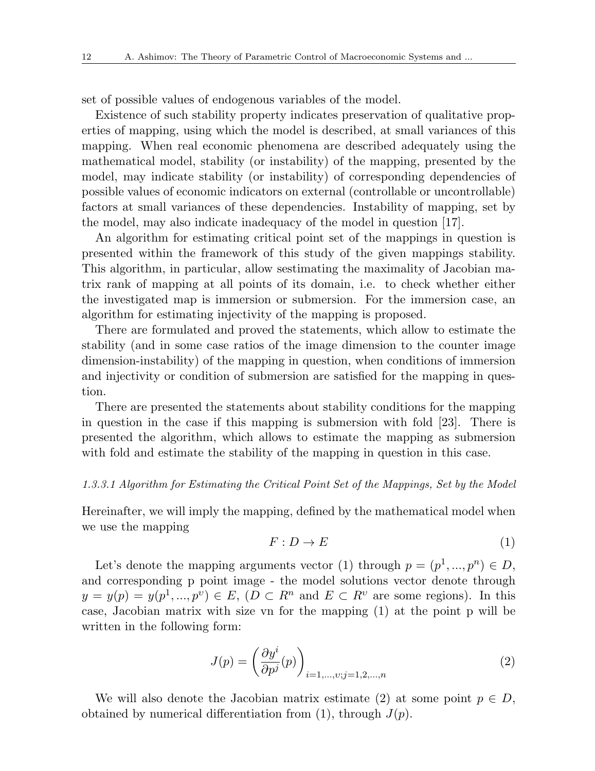set of possible values of endogenous variables of the model.

Existence of such stability property indicates preservation of qualitative properties of mapping, using which the model is described, at small variances of this mapping. When real economic phenomena are described adequately using the mathematical model, stability (or instability) of the mapping, presented by the model, may indicate stability (or instability) of corresponding dependencies of possible values of economic indicators on external (controllable or uncontrollable) factors at small variances of these dependencies. Instability of mapping, set by the model, may also indicate inadequacy of the model in question [17].

An algorithm for estimating critical point set of the mappings in question is presented within the framework of this study of the given mappings stability. This algorithm, in particular, allow sestimating the maximality of Jacobian matrix rank of mapping at all points of its domain, i.e. to check whether either the investigated map is immersion or submersion. For the immersion case, an algorithm for estimating injectivity of the mapping is proposed.

There are formulated and proved the statements, which allow to estimate the stability (and in some case ratios of the image dimension to the counter image dimension-instability) of the mapping in question, when conditions of immersion and injectivity or condition of submersion are satisfied for the mapping in question.

There are presented the statements about stability conditions for the mapping in question in the case if this mapping is submersion with fold [23]. There is presented the algorithm, which allows to estimate the mapping as submersion with fold and estimate the stability of the mapping in question in this case.

#### *1.3.3.1 Algorithm for Estimating the Critical Point Set of the Mappings, Set by the Model*

Hereinafter, we will imply the mapping, defined by the mathematical model when we use the mapping

$$F : D \rightarrow E \tag{1}$$

Let's denote the mapping arguments vector (1) through $p = (p^1, ..., p^n) \in D$, and corresponding p point image - the model solutions vector denote through $y = y(p) = y(p^1, ..., p^\upsilon) \in E$, ($D \subset R^n$ and $E \subset R^\upsilon$ are some regions). In this case, Jacobian matrix with size vn for the mapping (1) at the point p will be written in the following form:

$$J(p) = \left( \frac{\partial y^i}{\partial p^j}(p) \right)_{i=1,...,\upsilon; j=1,2,...,n} \tag{2}$$

We will also denote the Jacobian matrix estimate (2) at some point $p \in D$, obtained by numerical differentiation from (1), through $J(p)$.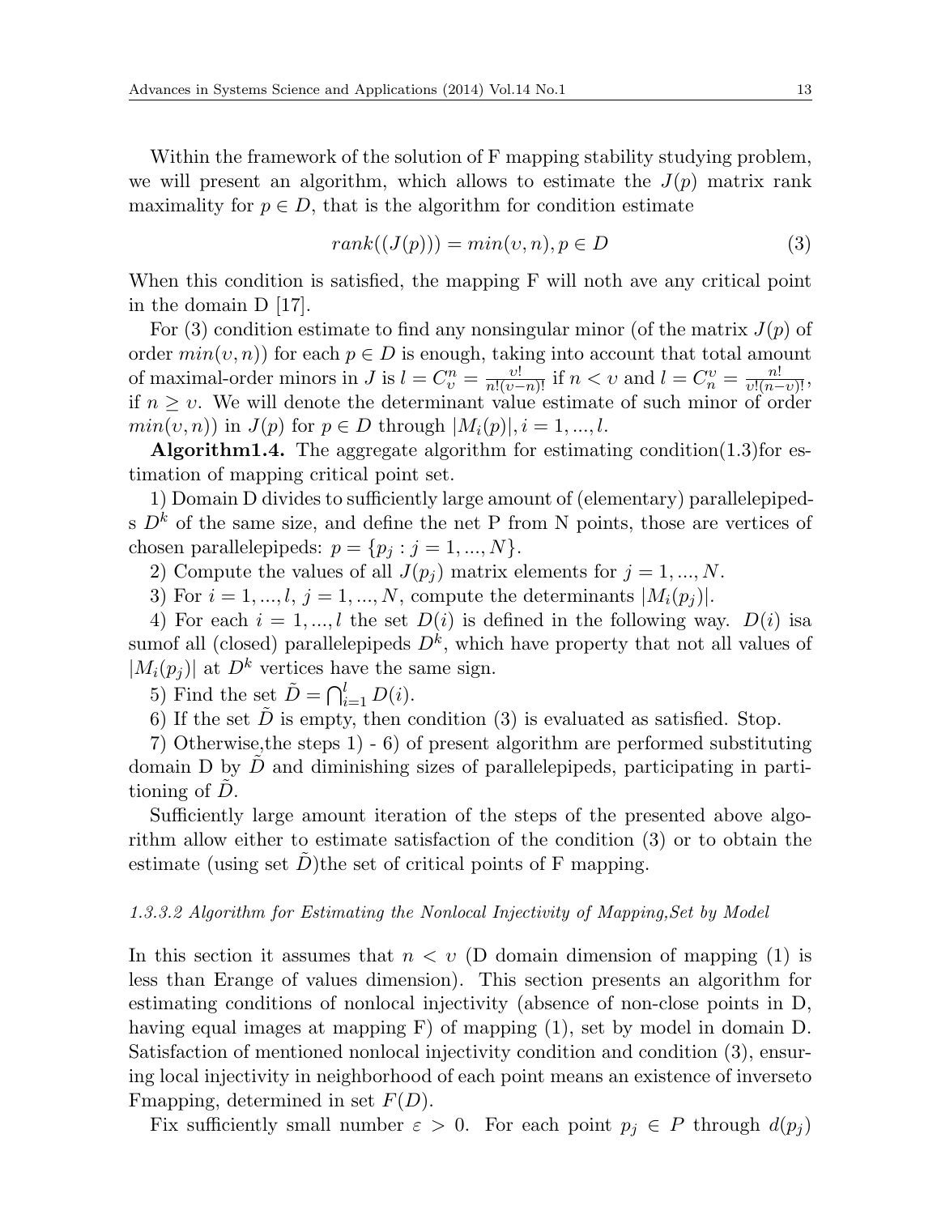Within the framework of the solution of F mapping stability studying problem, we will present an algorithm, which allows to estimate the $J(p)$ matrix rank maximality for $p \in D$, that is the algorithm for condition estimate

$$rank((J(p))) = min(\upsilon, n), p \in D \tag{3}$$

When this condition is satisfied, the mapping F will noth ave any critical point in the domain D [17].

For (3) condition estimate to find any nonsingular minor (of the matrix $J(p)$ of order $min(\upsilon, n)$) for each $p \in D$ is enough, taking into account that total amount of maximal-order minors in $J$ is $l = C_\upsilon^n = \frac{\upsilon!}{n!(\upsilon-n)!}$ if $n < \upsilon$ and $l = C_n^\upsilon = \frac{n!}{\upsilon!(n-\upsilon)!}$, if $n \geq \upsilon$. We will denote the determinant value estimate of such minor of order $min(\upsilon, n))$ in $J(p)$ for $p \in D$ through $|M_i(p)|, i = 1, ..., l$.

**Algorithm1.4.** The aggregate algorithm for estimating condition(1.3)for estimation of mapping critical point set.

1) Domain D divides to sufficiently large amount of (elementary) parallelepipeds $D^k$ of the same size, and define the net P from N points, those are vertices of chosen parallelepipeds: $p = \{p_j : j = 1, ..., N\}$.

2) Compute the values of all $J(p_j)$ matrix elements for $j = 1, ..., N$.

3) For $i = 1, ..., l$, $j = 1, ..., N$, compute the determinants $|M_i(p_j)|$.

4) For each $i = 1, ..., l$ the set $D(i)$ is defined in the following way. $D(i)$ isa sumof all (closed) parallelepipeds $D^k$, which have property that not all values of $|M_i(p_j)|$ at $D^k$ vertices have the same sign.

5) Find the set $\tilde{D} = \bigcap_{i=1}^{l} D(i)$.

6) If the set $\tilde{D}$ is empty, then condition (3) is evaluated as satisfied. Stop.

7) Otherwise,the steps 1) - 6) of present algorithm are performed substituting domain D by $\tilde{D}$ and diminishing sizes of parallelepipeds, participating in partitioning of $\tilde{D}$.

Sufficiently large amount iteration of the steps of the presented above algorithm allow either to estimate satisfaction of the condition (3) or to obtain the estimate (using set $\tilde{D}$)the set of critical points of F mapping.

#### *1.3.3.2 Algorithm for Estimating the Nonlocal Injectivity of Mapping,Set by Model*

In this section it assumes that $n < \upsilon$ (D domain dimension of mapping (1) is less than Erange of values dimension). This section presents an algorithm for estimating conditions of nonlocal injectivity (absence of non-close points in D, having equal images at mapping F) of mapping (1), set by model in domain D. Satisfaction of mentioned nonlocal injectivity condition and condition (3), ensuring local injectivity in neighborhood of each point means an existence of inverseto Fmapping, determined in set $F(D)$.

Fix sufficiently small number $\varepsilon > 0$. For each point $p_j \in P$ through $d(p_j)$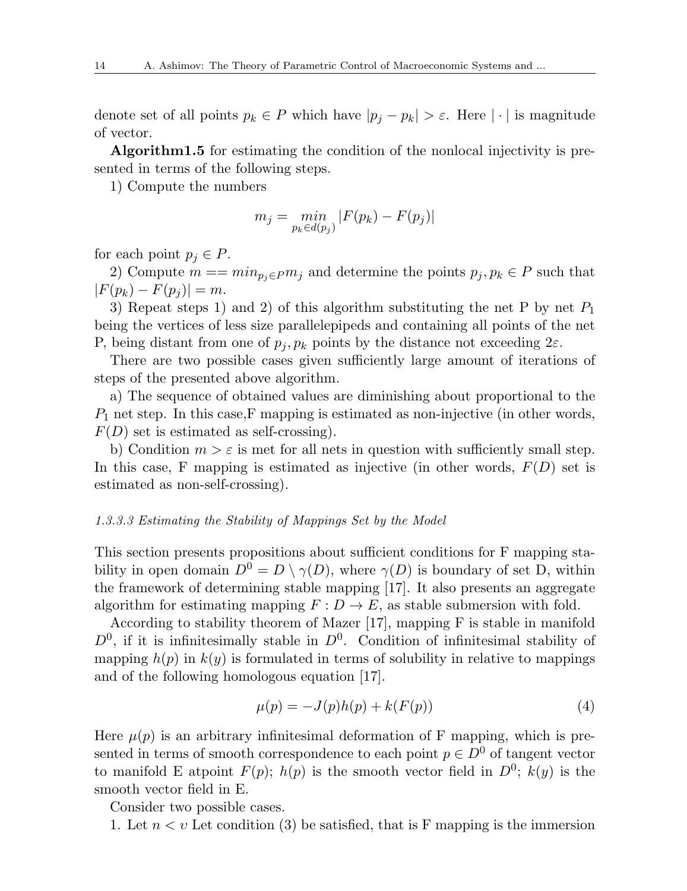denote set of all points $p_k \in P$ which have $|p_j - p_k| > \varepsilon$. Here $|\cdot|$ is magnitude of vector.

**Algorithm1.5** for estimating the condition of the nonlocal injectivity is presented in terms of the following steps.

1) Compute the numbers

$$m_j = \min_{p_k \in d(p_j)} |F(p_k) - F(p_j)|$$

for each point $p_j \in P$.

2) Compute $m == min_{p_j \in P} m_j$ and determine the points $p_j, p_k \in P$ such that $|F(p_k) - F(p_j)| = m$.

3) Repeat steps 1) and 2) of this algorithm substituting the net P by net $P_1$ being the vertices of less size parallelepipeds and containing all points of the net P, being distant from one of $p_j, p_k$ points by the distance not exceeding $2\varepsilon$.

There are two possible cases given sufficiently large amount of iterations of steps of the presented above algorithm.

a) The sequence of obtained values are diminishing about proportional to the $P_1$ net step. In this case,F mapping is estimated as non-injective (in other words, $F(D)$ set is estimated as self-crossing).

b) Condition $m > \varepsilon$ is met for all nets in question with sufficiently small step. In this case, F mapping is estimated as injective (in other words, $F(D)$ set is estimated as non-self-crossing).

#### *1.3.3.3 Estimating the Stability of Mappings Set by the Model*

This section presents propositions about sufficient conditions for F mapping stability in open domain $D^0 = D \setminus \gamma(D)$, where $\gamma(D)$ is boundary of set D, within the framework of determining stable mapping [17]. It also presents an aggregate algorithm for estimating mapping $F : D \to E$, as stable submersion with fold.

According to stability theorem of Mazer [17], mapping F is stable in manifold $D^0$, if it is infinitesimally stable in $D^0$. Condition of infinitesimal stability of mapping $h(p)$ in $k(y)$ is formulated in terms of solubility in relative to mappings and of the following homologous equation [17].

$$\mu(p) = -J(p)h(p) + k(F(p)) \tag{4}$$

Here $\mu(p)$ is an arbitrary infinitesimal deformation of F mapping, which is presented in terms of smooth correspondence to each point $p \in D^0$ of tangent vector to manifold E atpoint $F(p)$; $h(p)$ is the smooth vector field in $D^0$; $k(y)$ is the smooth vector field in E.

Consider two possible cases.

1. Let $n < \upsilon$ Let condition (3) be satisfied, that is F mapping is the immersion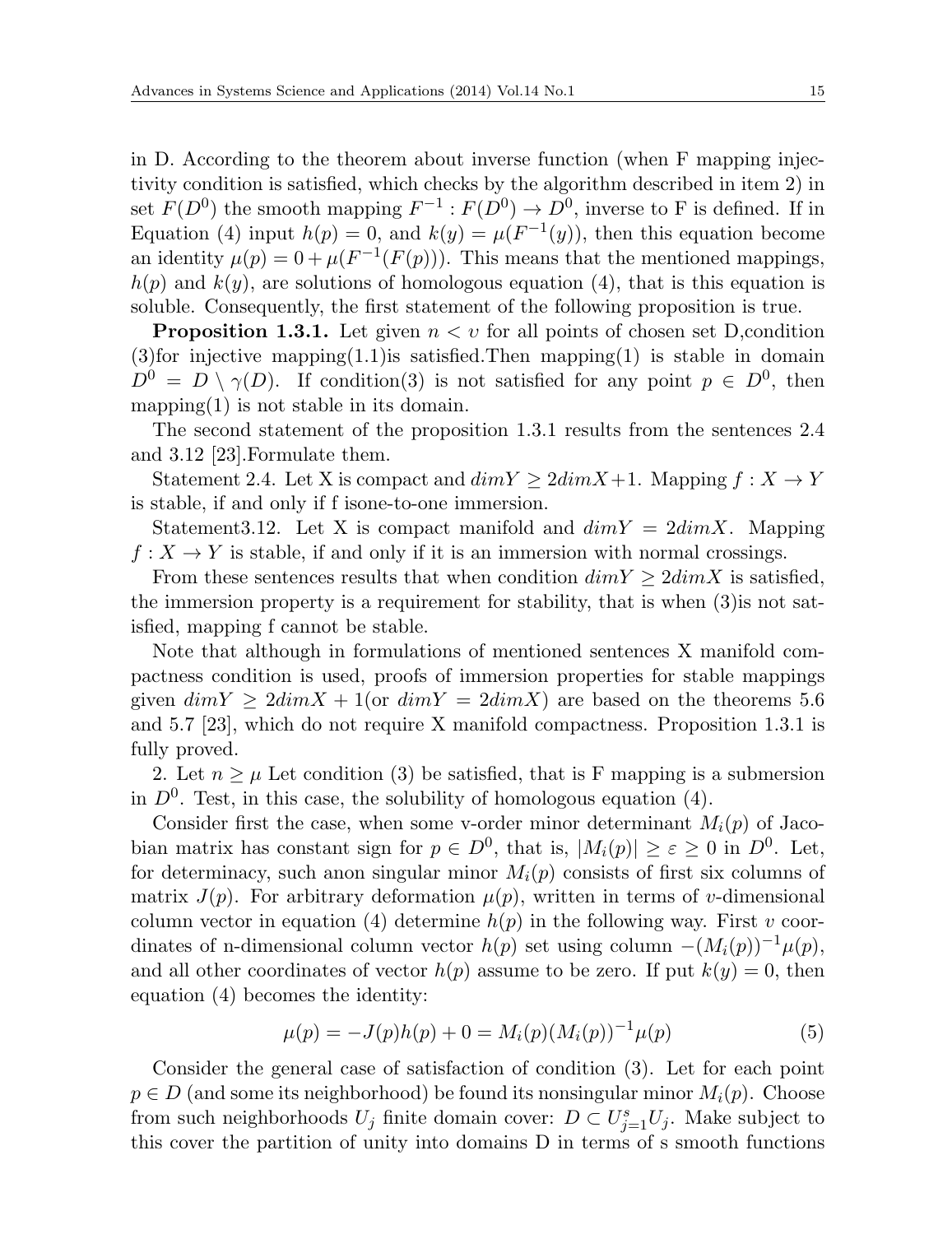in D. According to the theorem about inverse function (when F mapping injectivity condition is satisfied, which checks by the algorithm described in item 2) in set $F(D^0)$ the smooth mapping $F^{-1}: F(D^0) \to D^0$, inverse to F is defined. If in Equation (4) input $h(p) = 0$, and $k(y) = \mu(F^{-1}(y))$, then this equation become an identity $\mu(p) = 0 + \mu(F^{-1}(F(p)))$. This means that the mentioned mappings, $h(p)$ and $k(y)$, are solutions of homologous equation (4), that is this equation is soluble. Consequently, the first statement of the following proposition is true.

**Proposition 1.3.1.** Let given $n < v$ for all points of chosen set D,condition (3)for injective mapping(1.1)is satisfied.Then mapping(1) is stable in domain $D^0 = D \setminus \gamma(D)$. If condition(3) is not satisfied for any point $p \in D^0$, then mapping(1) is not stable in its domain.

The second statement of the proposition 1.3.1 results from the sentences 2.4 and 3.12 [23].Formulate them.

Statement 2.4. Let X is compact and $dimY \geq 2dimX+1$. Mapping $f: X \to Y$ is stable, if and only if f isone-to-one immersion.

Statement3.12. Let X is compact manifold and $dimY = 2dimX$. Mapping $f: X \to Y$ is stable, if and only if it is an immersion with normal crossings.

From these sentences results that when condition $dimY \geq 2dimX$ is satisfied, the immersion property is a requirement for stability, that is when (3)is not satisfied, mapping f cannot be stable.

Note that although in formulations of mentioned sentences X manifold compactness condition is used, proofs of immersion properties for stable mappings given $dimY \geq 2dimX + 1$(or $dimY = 2dimX$) are based on the theorems 5.6 and 5.7 [23], which do not require X manifold compactness. Proposition 1.3.1 is fully proved.

2. Let $n \geq \mu$ Let condition (3) be satisfied, that is F mapping is a submersion in $D^0$. Test, in this case, the solubility of homologous equation (4).

Consider first the case, when some v-order minor determinant $M_i(p)$ of Jacobian matrix has constant sign for $p \in D^0$, that is, $|M_i(p)| \geq \varepsilon \geq 0$ in $D^0$. Let, for determinacy, such anon singular minor $M_i(p)$ consists of first six columns of matrix $J(p)$. For arbitrary deformation $\mu(p)$, written in terms of $v$-dimensional column vector in equation (4) determine $h(p)$ in the following way. First $v$ coordinates of n-dimensional column vector $h(p)$ set using column $-(M_i(p))^{-1}\mu(p)$, and all other coordinates of vector $h(p)$ assume to be zero. If put $k(y) = 0$, then equation (4) becomes the identity:

$$\mu(p) = -J(p)h(p) + 0 = M_i(p)(M_i(p))^{-1}\mu(p) \tag{5}$$

Consider the general case of satisfaction of condition (3). Let for each point $p \in D$ (and some its neighborhood) be found its nonsingular minor $M_i(p)$. Choose from such neighborhoods $U_j$ finite domain cover: $D \subset U_{j=1}^{s} U_j$. Make subject to this cover the partition of unity into domains D in terms of s smooth functions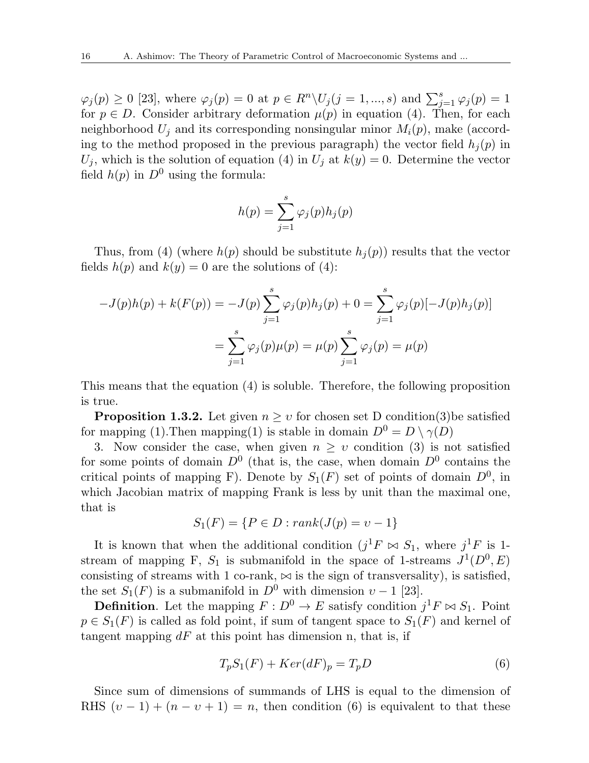$\varphi_j(p) \geq 0$ [23], where $\varphi_j(p) = 0$ at $p \in R^n \backslash U_j (j = 1, ..., s)$ and $\sum_{j=1}^{s} \varphi_j(p) = 1$ for $p \in D$. Consider arbitrary deformation $\mu(p)$ in equation (4). Then, for each neighborhood $U_j$ and its corresponding nonsingular minor $M_i(p)$, make (according to the method proposed in the previous paragraph) the vector field $h_j(p)$ in $U_j$, which is the solution of equation (4) in $U_j$ at $k(y) = 0$. Determine the vector field $h(p)$ in $D^0$ using the formula:

$$h(p) = \sum_{j=1}^{s} \varphi_j(p) h_j(p)$$

Thus, from (4) (where $h(p)$ should be substitute $h_j(p)$) results that the vector fields $h(p)$ and $k(y) = 0$ are the solutions of (4):

$$-J(p)h(p) + k(F(p)) = -J(p)\sum_{j=1}^{s} \varphi_j(p) h_j(p) + 0 = \sum_{j=1}^{s} \varphi_j(p)[-J(p)h_j(p)]$$

$$= \sum_{j=1}^{s} \varphi_j(p)\mu(p) = \mu(p)\sum_{j=1}^{s} \varphi_j(p) = \mu(p)$$

This means that the equation (4) is soluble. Therefore, the following proposition is true.

**Proposition 1.3.2.** Let given $n \geq \upsilon$ for chosen set D condition(3)be satisfied for mapping (1).Then mapping(1) is stable in domain $D^0 = D \setminus \gamma(D)$

3. Now consider the case, when given $n \geq \upsilon$ condition (3) is not satisfied for some points of domain $D^0$ (that is, the case, when domain $D^0$ contains the critical points of mapping F). Denote by $S_1(F)$ set of points of domain $D^0$, in which Jacobian matrix of mapping Frank is less by unit than the maximal one, that is

$$S_1(F) = \{P \in D : rank(J(p) = \upsilon - 1\}$$

It is known that when the additional condition ($j^1F \bowtie S_1$, where $j^1F$ is 1-stream of mapping F, $S_1$ is submanifold in the space of 1-streams $J^1(D^0, E)$ consisting of streams with 1 co-rank, $\bowtie$ is the sign of transversality), is satisfied, the set $S_1(F)$ is a submanifold in $D^0$ with dimension $\upsilon - 1$ [23].

**Definition**. Let the mapping $F : D^0 \to E$ satisfy condition $j^1F \bowtie S_1$. Point $p \in S_1(F)$ is called as fold point, if sum of tangent space to $S_1(F)$ and kernel of tangent mapping $dF$ at this point has dimension n, that is, if

$$T_pS_1(F) + Ker(dF)_p = T_pD \tag{6}$$

Since sum of dimensions of summands of LHS is equal to the dimension of RHS $(\upsilon - 1) + (n - \upsilon + 1) = n$, then condition (6) is equivalent to that these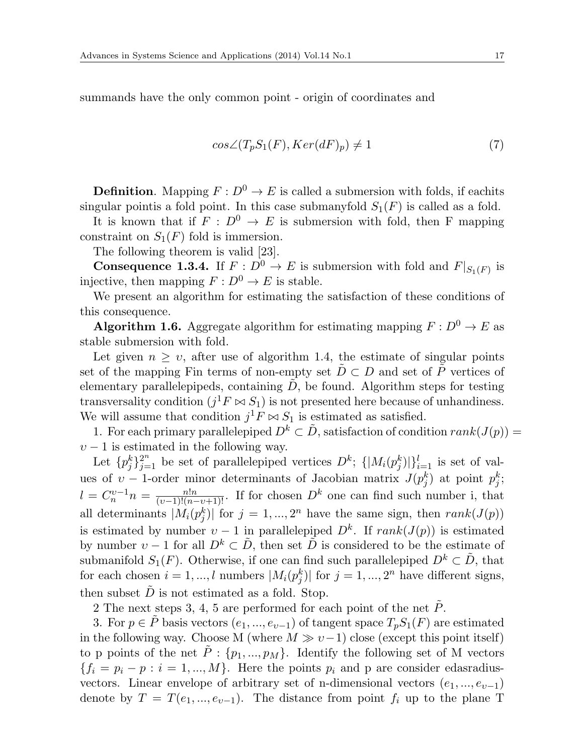summands have the only common point - origin of coordinates and

$$cos\angle(T_pS_1(F), Ker(dF)_p) \neq 1 \tag{7}$$

**Definition**. Mapping $F : D^0 \to E$ is called a submersion with folds, if eachits singular pointis a fold point. In this case submanyfold $S_1(F)$ is called as a fold.

It is known that if $F : D^0 \to E$ is submersion with fold, then F mapping constraint on $S_1(F)$ fold is immersion.

The following theorem is valid [23].

**Consequence 1.3.4.** If $F : D^0 \to E$ is submersion with fold and $F|_{S_1(F)}$ is injective, then mapping $F : D^0 \to E$ is stable.

We present an algorithm for estimating the satisfaction of these conditions of this consequence.

**Algorithm 1.6.** Aggregate algorithm for estimating mapping $F : D^0 \to E$ as stable submersion with fold.

Let given $n \geq \upsilon$, after use of algorithm 1.4, the estimate of singular points set of the mapping Fin terms of non-empty set $\tilde{D} \subset D$ and set of $\tilde{P}$ vertices of elementary parallelepipeds, containing $\tilde{D}$, be found. Algorithm steps for testing transversality condition ($j^1F \bowtie S_1$) is not presented here because of unhandiness. We will assume that condition $j^1F \bowtie S_1$ is estimated as satisfied.

1. For each primary parallelepiped $D^k \subset \tilde{D}$, satisfaction of condition $rank(J(p)) = \upsilon - 1$ is estimated in the following way.

Let $\{p_j^k\}_{j=1}^{2^n}$ be set of parallelepiped vertices $D^k$; $\{|M_i(p_j^k)|\}_{i=1}^{l}$ is set of values of $\upsilon - 1$-order minor determinants of Jacobian matrix $J(p_j^k)$ at point $p_j^k$; $l = C_n^{\upsilon-1}n = \frac{n!n}{(\upsilon-1)!(n-\upsilon+1)!}$. If for chosen $D^k$ one can find such number i, that all determinants $|M_i(p_j^k)|$ for $j = 1, ..., 2^n$ have the same sign, then $rank(J(p))$ is estimated by number $\upsilon - 1$ in parallelepiped $D^k$. If $rank(J(p))$ is estimated by number $\upsilon - 1$ for all $D^k \subset \tilde{D}$, then set $\tilde{D}$ is considered to be the estimate of submanifold $S_1(F)$. Otherwise, if one can find such parallelepiped $D^k \subset \tilde{D}$, that for each chosen $i = 1, ..., l$ numbers $|M_i(p_j^k)|$ for $j = 1, ..., 2^n$ have different signs, then subset $\tilde{D}$ is not estimated as a fold. Stop.

2 The next steps 3, 4, 5 are performed for each point of the net $\tilde{P}$.

3. For $p \in \tilde{P}$ basis vectors $(e_1, ..., e_{\upsilon-1})$ of tangent space $T_pS_1(F)$ are estimated in the following way. Choose M (where $M \gg \upsilon - 1$) close (except this point itself) to p points of the net $\tilde{P} : \{p_1, ..., p_M\}$. Identify the following set of M vectors $\{f_i = p_i - p : i = 1, ..., M\}$. Here the points $p_i$ and p are consider edasradius-vectors. Linear envelope of arbitrary set of n-dimensional vectors $(e_1, ..., e_{\upsilon-1})$ denote by $T = T(e_1, ..., e_{\upsilon-1})$. The distance from point $f_i$ up to the plane T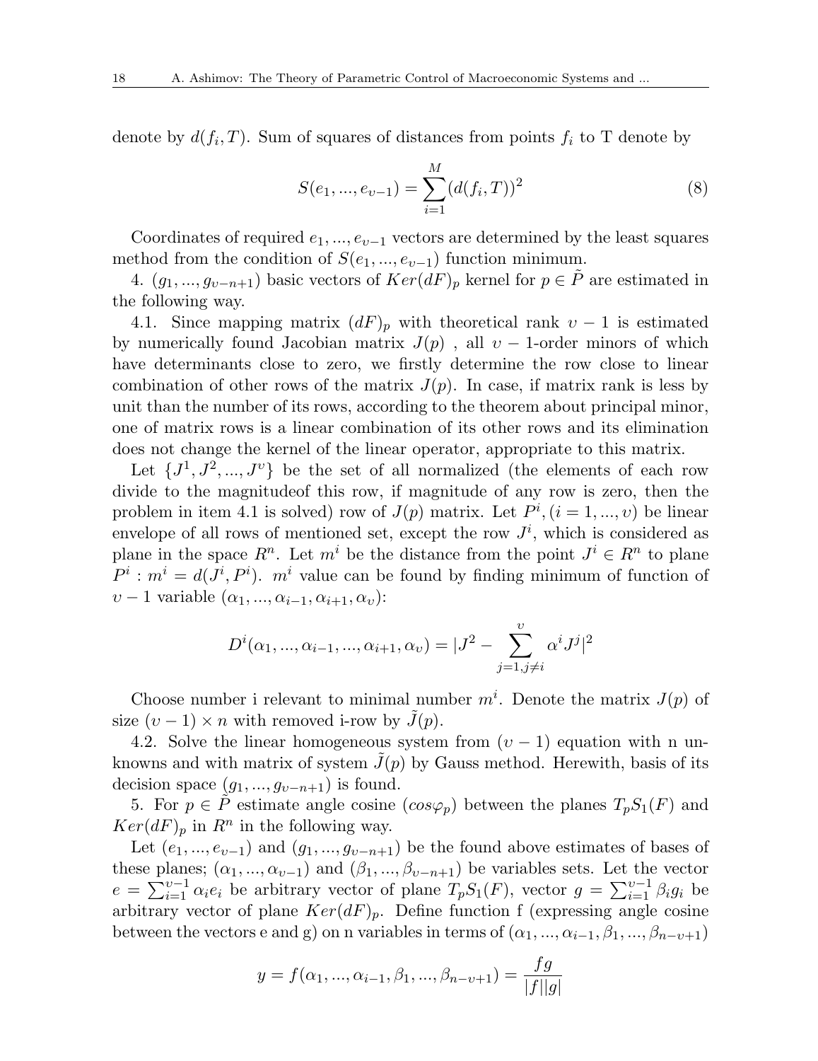denote by $d(f_i, T)$. Sum of squares of distances from points $f_i$ to T denote by

$$S(e_1, ..., e_{\upsilon-1}) = \sum_{i=1}^{M} (d(f_i, T))^2 \tag{8}$$

Coordinates of required $e_1, ..., e_{\upsilon-1}$ vectors are determined by the least squares method from the condition of $S(e_1, ..., e_{\upsilon-1})$ function minimum.

4. $(g_1, ..., g_{\upsilon-n+1})$ basic vectors of $Ker(dF)_p$ kernel for $p \in \tilde{P}$ are estimated in the following way.

4.1. Since mapping matrix $(dF)_p$ with theoretical rank $\upsilon - 1$ is estimated by numerically found Jacobian matrix $J(p)$ , all $\upsilon - 1$-order minors of which have determinants close to zero, we firstly determine the row close to linear combination of other rows of the matrix $J(p)$. In case, if matrix rank is less by unit than the number of its rows, according to the theorem about principal minor, one of matrix rows is a linear combination of its other rows and its elimination does not change the kernel of the linear operator, appropriate to this matrix.

Let $\{J^1, J^2, ..., J^\upsilon\}$ be the set of all normalized (the elements of each row divide to the magnitudeof this row, if magnitude of any row is zero, then the problem in item 4.1 is solved) row of $J(p)$ matrix. Let $P^i, (i = 1, ..., \upsilon)$ be linear envelope of all rows of mentioned set, except the row $J^i$, which is considered as plane in the space $R^n$. Let $m^i$ be the distance from the point $J^i \in R^n$ to plane $P^i$ : $m^i = d(J^i, P^i)$. $m^i$ value can be found by finding minimum of function of $\upsilon - 1$ variable $(\alpha_1, ..., \alpha_{i-1}, \alpha_{i+1}, \alpha_\upsilon)$:

$$D^i(\alpha_1, ..., \alpha_{i-1}, ..., \alpha_{i+1}, \alpha_\upsilon) = |J^2 - \sum_{j=1, j\neq i}^{\upsilon} \alpha^i J^j|^2$$

Choose number i relevant to minimal number $m^i$. Denote the matrix $J(p)$ of size $(\upsilon - 1) \times n$ with removed i-row by $\tilde{J}(p)$.

4.2. Solve the linear homogeneous system from $(\upsilon - 1)$ equation with n unknowns and with matrix of system $\tilde{J}(p)$ by Gauss method. Herewith, basis of its decision space $(g_1, ..., g_{\upsilon-n+1})$ is found.

5. For $p \in \tilde{P}$ estimate angle cosine $(cos\varphi_p)$ between the planes $T_pS_1(F)$ and $Ker(dF)_p$ in $R^n$ in the following way.

Let $(e_1, ..., e_{\upsilon-1})$ and $(g_1, ..., g_{\upsilon-n+1})$ be the found above estimates of bases of these planes; $(\alpha_1, ..., \alpha_{\upsilon-1})$ and $(\beta_1, ..., \beta_{\upsilon-n+1})$ be variables sets. Let the vector $e = \sum_{i=1}^{\upsilon-1} \alpha_i e_i$ be arbitrary vector of plane $T_pS_1(F)$, vector $g = \sum_{i=1}^{\upsilon-1} \beta_i g_i$ be arbitrary vector of plane $Ker(dF)_p$. Define function f (expressing angle cosine between the vectors e and g) on n variables in terms of $(\alpha_1, ..., \alpha_{i-1}, \beta_1, ..., \beta_{n-\upsilon+1})$

$$y = f(\alpha_1, ..., \alpha_{i-1}, \beta_1, ..., \beta_{n-\upsilon+1}) = \frac{fg}{|f||g|}$$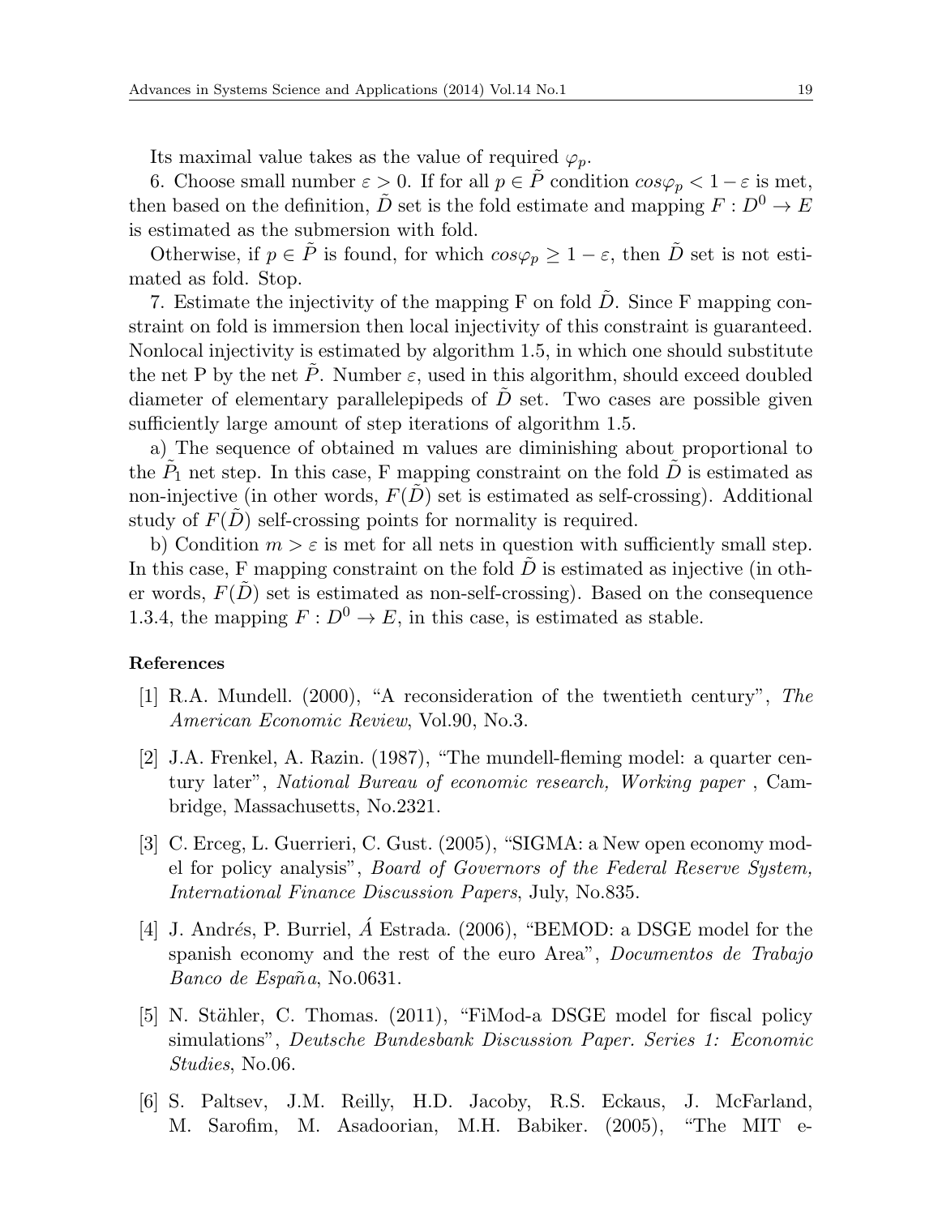Its maximal value takes as the value of required $\varphi_p$.

6. Choose small number $\varepsilon > 0$. If for all $p \in \tilde{P}$ condition $cos\varphi_p < 1 - \varepsilon$ is met, then based on the definition, $\tilde{D}$ set is the fold estimate and mapping $F : D^0 \to E$ is estimated as the submersion with fold.

Otherwise, if $p \in \tilde{P}$ is found, for which $cos\varphi_p \geq 1 - \varepsilon$, then $\tilde{D}$ set is not estimated as fold. Stop.

7. Estimate the injectivity of the mapping F on fold $\tilde{D}$. Since F mapping constraint on fold is immersion then local injectivity of this constraint is guaranteed. Nonlocal injectivity is estimated by algorithm 1.5, in which one should substitute the net P by the net $\tilde{P}$. Number $\varepsilon$, used in this algorithm, should exceed doubled diameter of elementary parallelepipeds of $\tilde{D}$ set. Two cases are possible given sufficiently large amount of step iterations of algorithm 1.5.

a) The sequence of obtained m values are diminishing about proportional to the $\tilde{P}_1$ net step. In this case, F mapping constraint on the fold $\tilde{D}$ is estimated as non-injective (in other words, $F(\tilde{D})$ set is estimated as self-crossing). Additional study of $F(\tilde{D})$ self-crossing points for normality is required.

b) Condition $m > \varepsilon$ is met for all nets in question with sufficiently small step. In this case, F mapping constraint on the fold $\tilde{D}$ is estimated as injective (in other words, $F(\tilde{D})$ set is estimated as non-self-crossing). Based on the consequence 1.3.4, the mapping $F : D^0 \to E$, in this case, is estimated as stable.

## References

[1] R.A. Mundell. (2000), "A reconsideration of the twentieth century", *The American Economic Review*, Vol.90, No.3.

[2] J.A. Frenkel, A. Razin. (1987), "The mundell-fleming model: a quarter century later", *National Bureau of economic research, Working paper* , Cambridge, Massachusetts, No.2321.

[3] C. Erceg, L. Guerrieri, C. Gust. (2005), "SIGMA: a New open economy model for policy analysis", *Board of Governors of the Federal Reserve System, International Finance Discussion Papers*, July, No.835.

[4] J. Andrés, P. Burriel, Á Estrada. (2006), "BEMOD: a DSGE model for the spanish economy and the rest of the euro Area", *Documentos de Trabajo Banco de España*, No.0631.

[5] N. Stähler, C. Thomas. (2011), "FiMod-a DSGE model for fiscal policy simulations", *Deutsche Bundesbank Discussion Paper. Series 1: Economic Studies*, No.06.

[6] S. Paltsev, J.M. Reilly, H.D. Jacoby, R.S. Eckaus, J. McFarland, M. Sarofim, M. Asadoorian, M.H. Babiker. (2005), "The MIT e-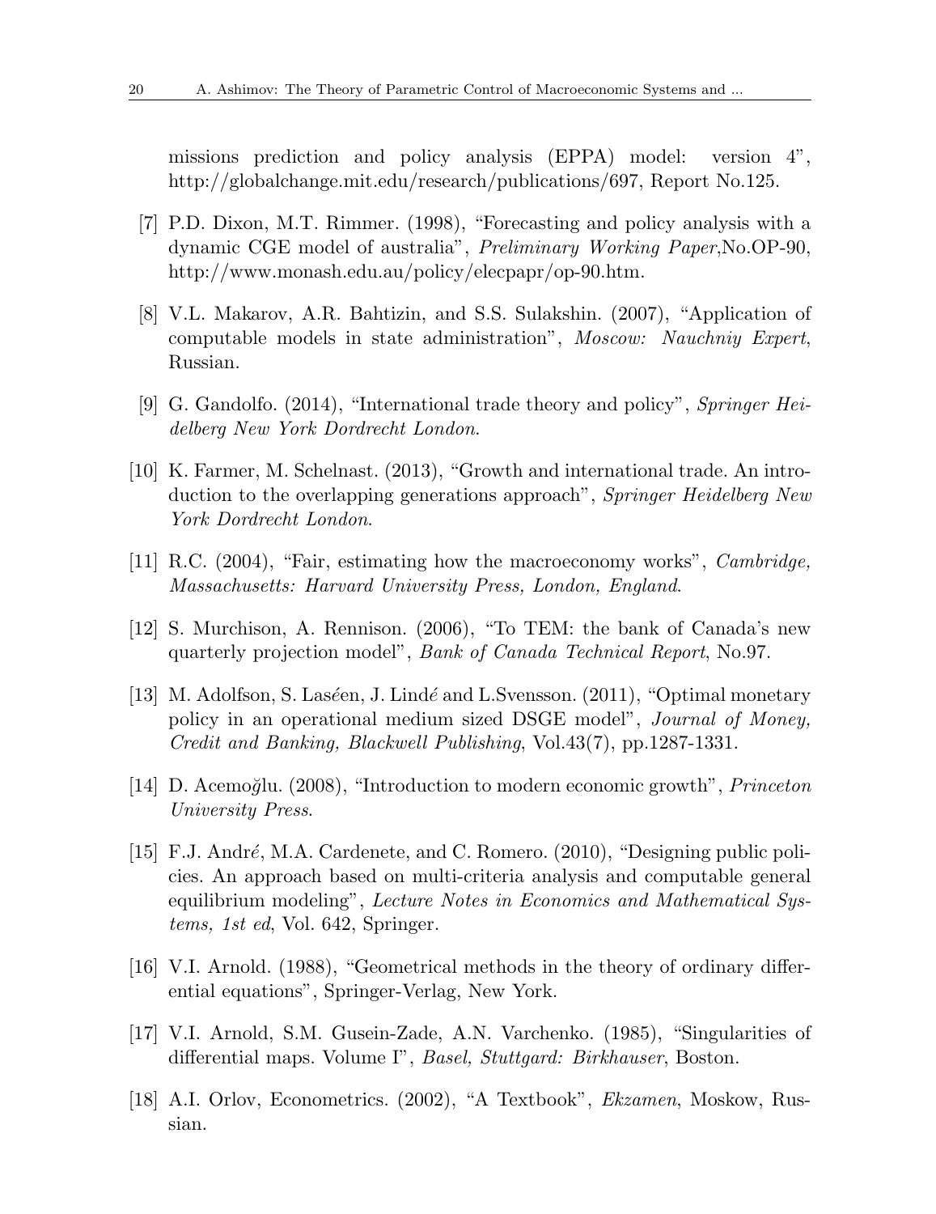missions prediction and policy analysis (EPPA) model: version 4", http://globalchange.mit.edu/research/publications/697, Report No.125.

[7] P.D. Dixon, M.T. Rimmer. (1998), "Forecasting and policy analysis with a dynamic CGE model of australia", *Preliminary Working Paper*,No.OP-90, http://www.monash.edu.au/policy/elecpapr/op-90.htm.

[8] V.L. Makarov, A.R. Bahtizin, and S.S. Sulakshin. (2007), "Application of computable models in state administration", *Moscow: Nauchniy Expert*, Russian.

[9] G. Gandolfo. (2014), "International trade theory and policy", *Springer Heidelberg New York Dordrecht London*.

[10] K. Farmer, M. Schelnast. (2013), "Growth and international trade. An introduction to the overlapping generations approach", *Springer Heidelberg New York Dordrecht London*.

[11] R.C. (2004), "Fair, estimating how the macroeconomy works", *Cambridge, Massachusetts: Harvard University Press, London, England*.

[12] S. Murchison, A. Rennison. (2006), "To TEM: the bank of Canada's new quarterly projection model", *Bank of Canada Technical Report*, No.97.

[13] M. Adolfson, S. Laséen, J. Lindé and L.Svensson. (2011), "Optimal monetary policy in an operational medium sized DSGE model", *Journal of Money, Credit and Banking, Blackwell Publishing*, Vol.43(7), pp.1287-1331.

[14] D. Acemoğlu. (2008), "Introduction to modern economic growth", *Princeton University Press*.

[15] F.J. André, M.A. Cardenete, and C. Romero. (2010), "Designing public policies. An approach based on multi-criteria analysis and computable general equilibrium modeling", *Lecture Notes in Economics and Mathematical Systems, 1st ed*, Vol. 642, Springer.

[16] V.I. Arnold. (1988), "Geometrical methods in the theory of ordinary differential equations", Springer-Verlag, New York.

[17] V.I. Arnold, S.M. Gusein-Zade, A.N. Varchenko. (1985), "Singularities of differential maps. Volume I", *Basel, Stuttgard: Birkhauser*, Boston.

[18] A.I. Orlov, Econometrics. (2002), "A Textbook", *Ekzamen*, Moskow, Russian.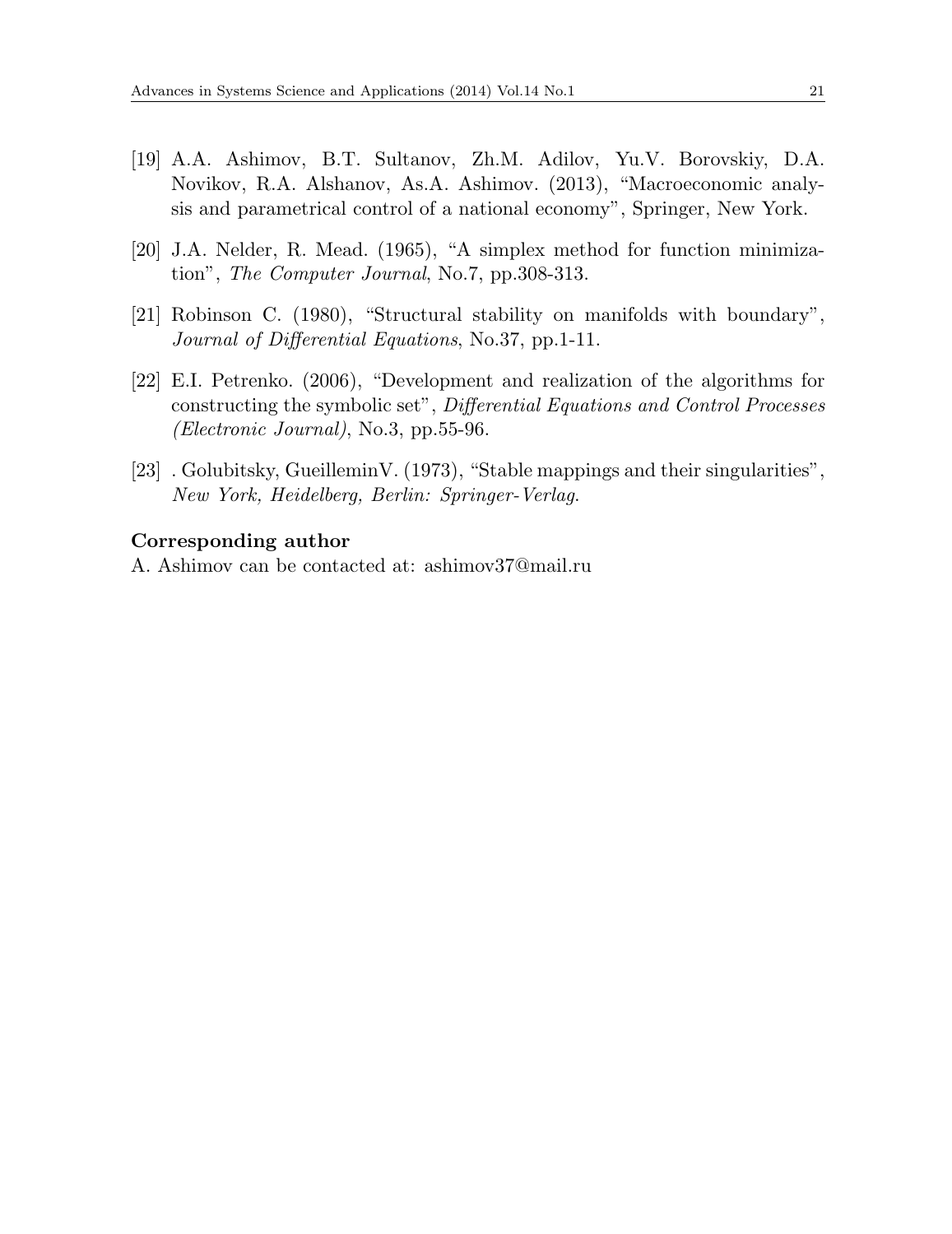[19] A.A. Ashimov, B.T. Sultanov, Zh.M. Adilov, Yu.V. Borovskiy, D.A. Novikov, R.A. Alshanov, As.A. Ashimov. (2013), "Macroeconomic analysis and parametrical control of a national economy", Springer, New York.

[20] J.A. Nelder, R. Mead. (1965), "A simplex method for function minimization", *The Computer Journal*, No.7, pp.308-313.

[21] Robinson C. (1980), "Structural stability on manifolds with boundary", *Journal of Differential Equations*, No.37, pp.1-11.

[22] E.I. Petrenko. (2006), "Development and realization of the algorithms for constructing the symbolic set", *Differential Equations and Control Processes (Electronic Journal)*, No.3, pp.55-96.

[23] . Golubitsky, GueilleminV. (1973), "Stable mappings and their singularities", *New York, Heidelberg, Berlin: Springer-Verlag*.

**Corresponding author**

A. Ashimov can be contacted at: ashimov37@mail.ru